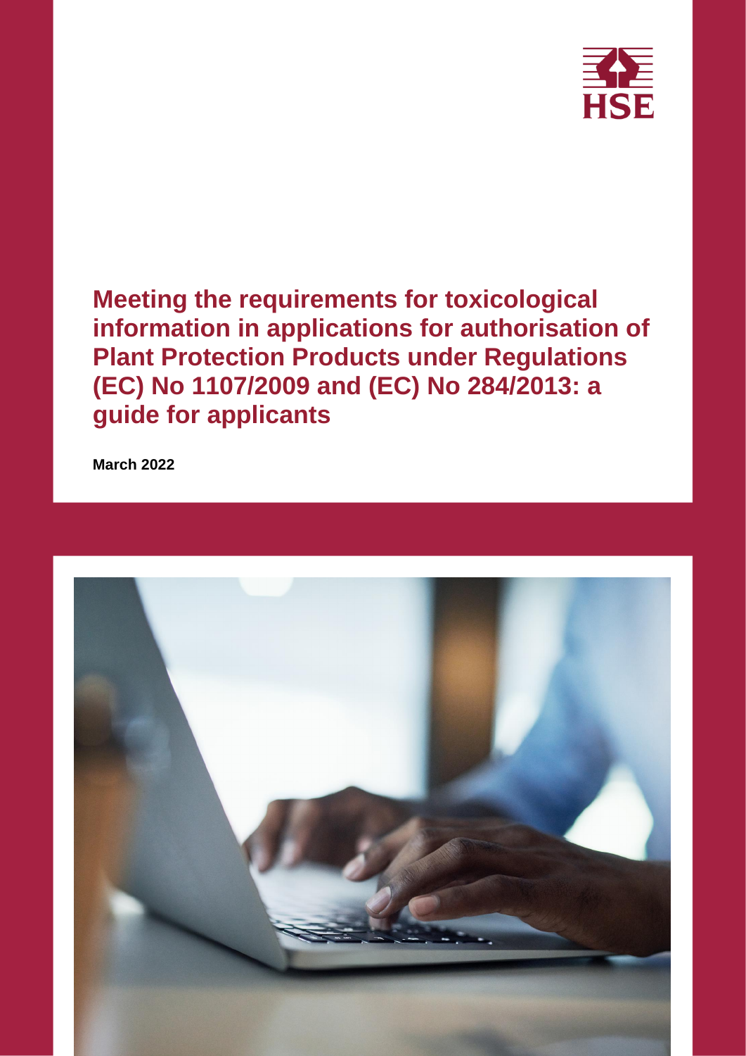# Meeting the requirements for toxicological information in applications for authorisation of Plant Protection Products under Regulations (EC) No 1107/2009 and (EC) No 284/2013: a guide for applicants

**March 2022**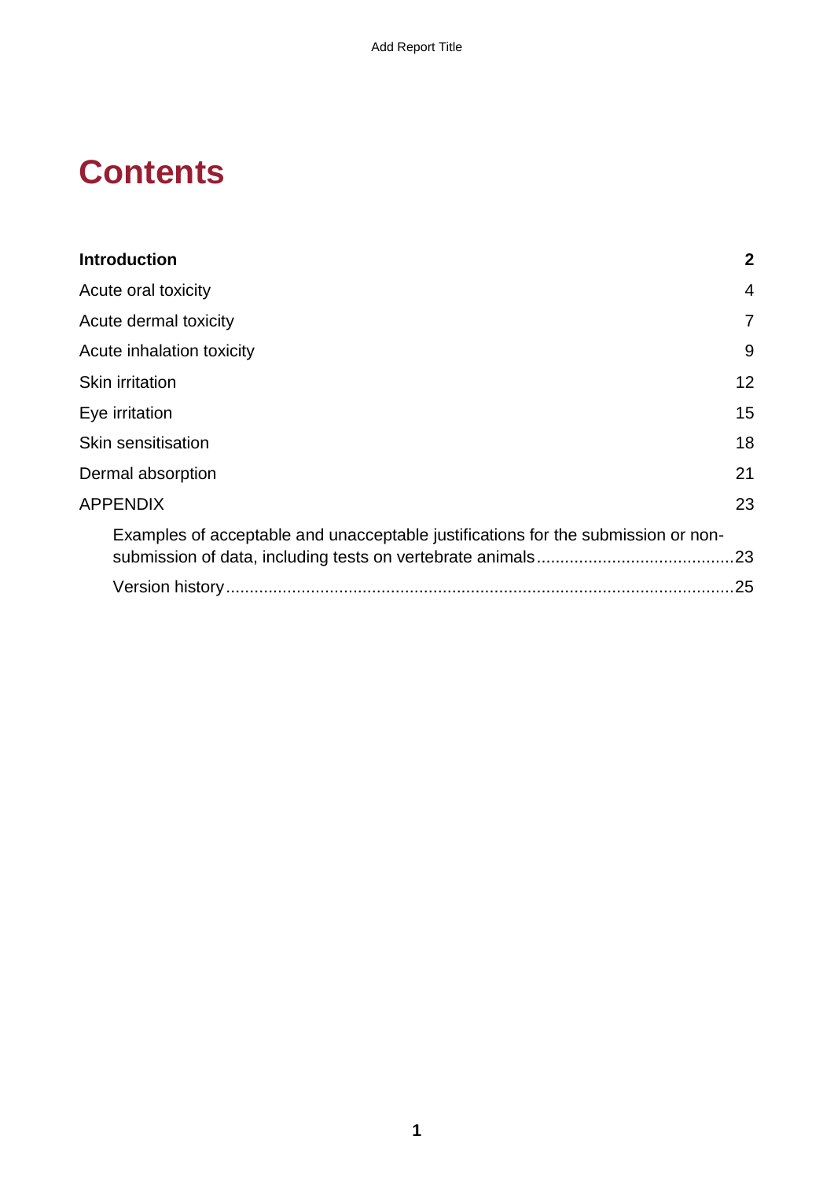# Contents

| | |
|---|---|
| **Introduction** | **2** |
| Acute oral toxicity | 4 |
| Acute dermal toxicity | 7 |
| Acute inhalation toxicity | 9 |
| Skin irritation | 12 |
| Eye irritation | 15 |
| Skin sensitisation | 18 |
| Dermal absorption | 21 |
| APPENDIX | 23 |
| Examples of acceptable and unacceptable justifications for the submission or non-submission of data, including tests on vertebrate animals | 23 |
| Version history | 25 |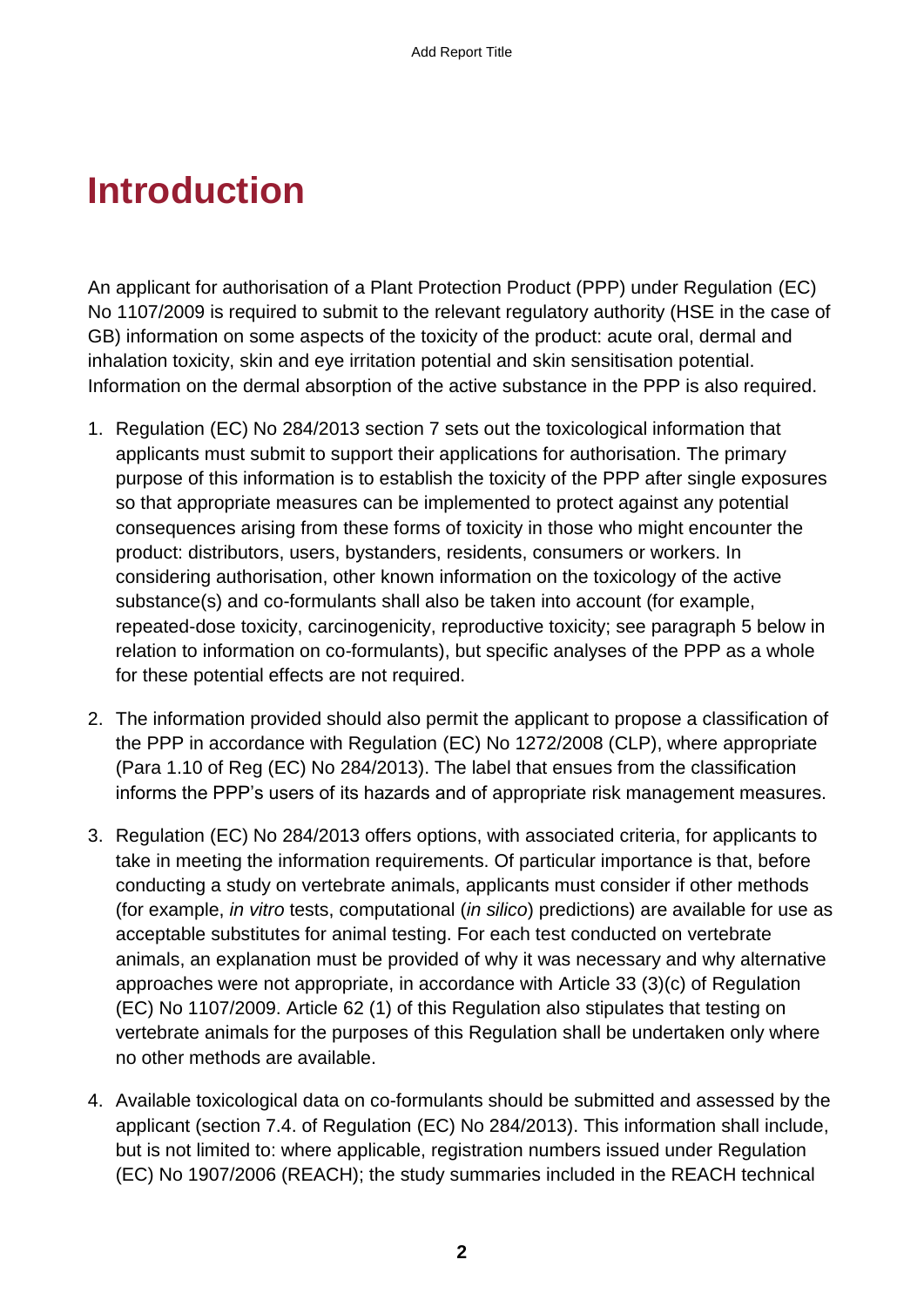# Introduction

An applicant for authorisation of a Plant Protection Product (PPP) under Regulation (EC) No 1107/2009 is required to submit to the relevant regulatory authority (HSE in the case of GB) information on some aspects of the toxicity of the product: acute oral, dermal and inhalation toxicity, skin and eye irritation potential and skin sensitisation potential. Information on the dermal absorption of the active substance in the PPP is also required.

1. Regulation (EC) No 284/2013 section 7 sets out the toxicological information that applicants must submit to support their applications for authorisation. The primary purpose of this information is to establish the toxicity of the PPP after single exposures so that appropriate measures can be implemented to protect against any potential consequences arising from these forms of toxicity in those who might encounter the product: distributors, users, bystanders, residents, consumers or workers. In considering authorisation, other known information on the toxicology of the active substance(s) and co-formulants shall also be taken into account (for example, repeated-dose toxicity, carcinogenicity, reproductive toxicity; see paragraph 5 below in relation to information on co-formulants), but specific analyses of the PPP as a whole for these potential effects are not required.

2. The information provided should also permit the applicant to propose a classification of the PPP in accordance with Regulation (EC) No 1272/2008 (CLP), where appropriate (Para 1.10 of Reg (EC) No 284/2013). The label that ensues from the classification informs the PPP's users of its hazards and of appropriate risk management measures.

3. Regulation (EC) No 284/2013 offers options, with associated criteria, for applicants to take in meeting the information requirements. Of particular importance is that, before conducting a study on vertebrate animals, applicants must consider if other methods (for example, *in vitro* tests, computational (*in silico*) predictions) are available for use as acceptable substitutes for animal testing. For each test conducted on vertebrate animals, an explanation must be provided of why it was necessary and why alternative approaches were not appropriate, in accordance with Article 33 (3)(c) of Regulation (EC) No 1107/2009. Article 62 (1) of this Regulation also stipulates that testing on vertebrate animals for the purposes of this Regulation shall be undertaken only where no other methods are available.

4. Available toxicological data on co-formulants should be submitted and assessed by the applicant (section 7.4. of Regulation (EC) No 284/2013). This information shall include, but is not limited to: where applicable, registration numbers issued under Regulation (EC) No 1907/2006 (REACH); the study summaries included in the REACH technical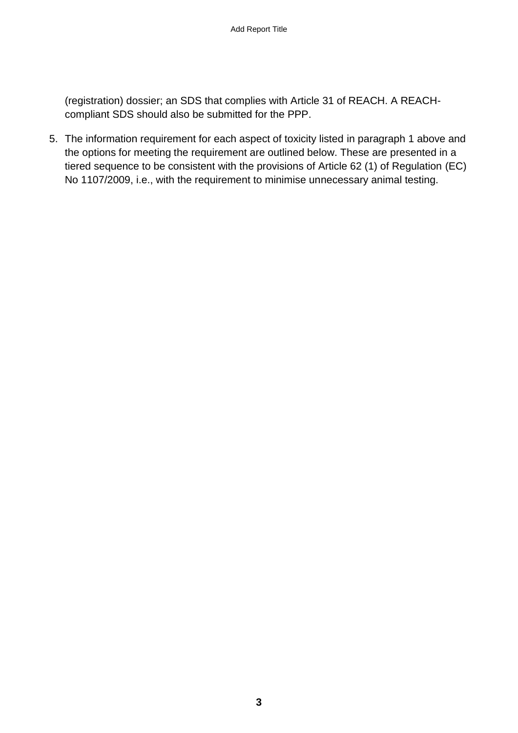(registration) dossier; an SDS that complies with Article 31 of REACH. A REACH-compliant SDS should also be submitted for the PPP.

5. The information requirement for each aspect of toxicity listed in paragraph 1 above and the options for meeting the requirement are outlined below. These are presented in a tiered sequence to be consistent with the provisions of Article 62 (1) of Regulation (EC) No 1107/2009, i.e., with the requirement to minimise unnecessary animal testing.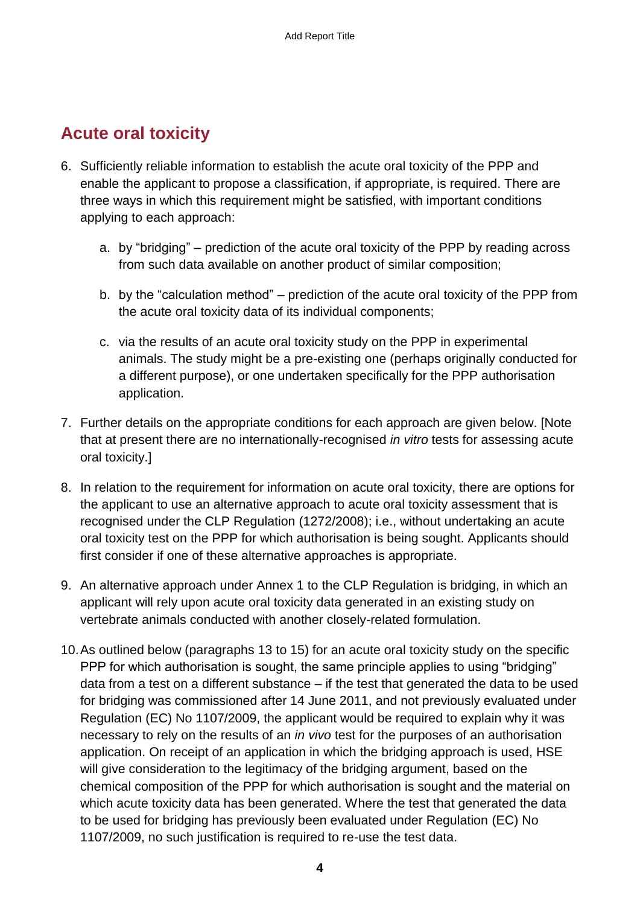## Acute oral toxicity

6. Sufficiently reliable information to establish the acute oral toxicity of the PPP and enable the applicant to propose a classification, if appropriate, is required. There are three ways in which this requirement might be satisfied, with important conditions applying to each approach:

    a. by "bridging" – prediction of the acute oral toxicity of the PPP by reading across from such data available on another product of similar composition;

    b. by the "calculation method" – prediction of the acute oral toxicity of the PPP from the acute oral toxicity data of its individual components;

    c. via the results of an acute oral toxicity study on the PPP in experimental animals. The study might be a pre-existing one (perhaps originally conducted for a different purpose), or one undertaken specifically for the PPP authorisation application.

7. Further details on the appropriate conditions for each approach are given below. [Note that at present there are no internationally-recognised *in vitro* tests for assessing acute oral toxicity.]

8. In relation to the requirement for information on acute oral toxicity, there are options for the applicant to use an alternative approach to acute oral toxicity assessment that is recognised under the CLP Regulation (1272/2008); i.e., without undertaking an acute oral toxicity test on the PPP for which authorisation is being sought. Applicants should first consider if one of these alternative approaches is appropriate.

9. An alternative approach under Annex 1 to the CLP Regulation is bridging, in which an applicant will rely upon acute oral toxicity data generated in an existing study on vertebrate animals conducted with another closely-related formulation.

10. As outlined below (paragraphs 13 to 15) for an acute oral toxicity study on the specific PPP for which authorisation is sought, the same principle applies to using "bridging" data from a test on a different substance – if the test that generated the data to be used for bridging was commissioned after 14 June 2011, and not previously evaluated under Regulation (EC) No 1107/2009, the applicant would be required to explain why it was necessary to rely on the results of an *in vivo* test for the purposes of an authorisation application. On receipt of an application in which the bridging approach is used, HSE will give consideration to the legitimacy of the bridging argument, based on the chemical composition of the PPP for which authorisation is sought and the material on which acute toxicity data has been generated. Where the test that generated the data to be used for bridging has previously been evaluated under Regulation (EC) No 1107/2009, no such justification is required to re-use the test data.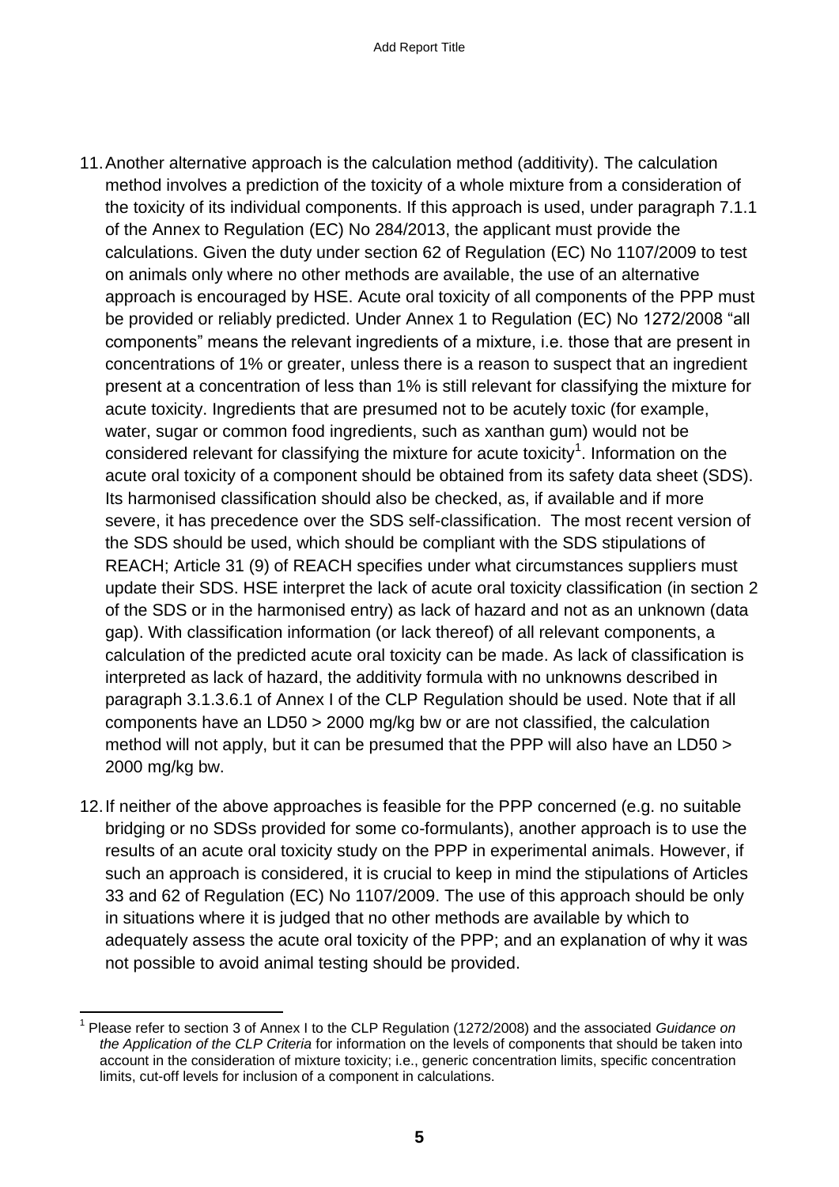11. Another alternative approach is the calculation method (additivity). The calculation method involves a prediction of the toxicity of a whole mixture from a consideration of the toxicity of its individual components. If this approach is used, under paragraph 7.1.1 of the Annex to Regulation (EC) No 284/2013, the applicant must provide the calculations. Given the duty under section 62 of Regulation (EC) No 1107/2009 to test on animals only where no other methods are available, the use of an alternative approach is encouraged by HSE. Acute oral toxicity of all components of the PPP must be provided or reliably predicted. Under Annex 1 to Regulation (EC) No 1272/2008 "all components" means the relevant ingredients of a mixture, i.e. those that are present in concentrations of 1% or greater, unless there is a reason to suspect that an ingredient present at a concentration of less than 1% is still relevant for classifying the mixture for acute toxicity. Ingredients that are presumed not to be acutely toxic (for example, water, sugar or common food ingredients, such as xanthan gum) would not be considered relevant for classifying the mixture for acute toxicity[1]. Information on the acute oral toxicity of a component should be obtained from its safety data sheet (SDS). Its harmonised classification should also be checked, as, if available and if more severe, it has precedence over the SDS self-classification. The most recent version of the SDS should be used, which should be compliant with the SDS stipulations of REACH; Article 31 (9) of REACH specifies under what circumstances suppliers must update their SDS. HSE interpret the lack of acute oral toxicity classification (in section 2 of the SDS or in the harmonised entry) as lack of hazard and not as an unknown (data gap). With classification information (or lack thereof) of all relevant components, a calculation of the predicted acute oral toxicity can be made. As lack of classification is interpreted as lack of hazard, the additivity formula with no unknowns described in paragraph 3.1.3.6.1 of Annex I of the CLP Regulation should be used. Note that if all components have an LD50 > 2000 mg/kg bw or are not classified, the calculation method will not apply, but it can be presumed that the PPP will also have an LD50 > 2000 mg/kg bw.

12. If neither of the above approaches is feasible for the PPP concerned (e.g. no suitable bridging or no SDSs provided for some co-formulants), another approach is to use the results of an acute oral toxicity study on the PPP in experimental animals. However, if such an approach is considered, it is crucial to keep in mind the stipulations of Articles 33 and 62 of Regulation (EC) No 1107/2009. The use of this approach should be only in situations where it is judged that no other methods are available by which to adequately assess the acute oral toxicity of the PPP; and an explanation of why it was not possible to avoid animal testing should be provided.

---

[1] Please refer to section 3 of Annex I to the CLP Regulation (1272/2008) and the associated *Guidance on the Application of the CLP Criteria* for information on the levels of components that should be taken into account in the consideration of mixture toxicity; i.e., generic concentration limits, specific concentration limits, cut-off levels for inclusion of a component in calculations.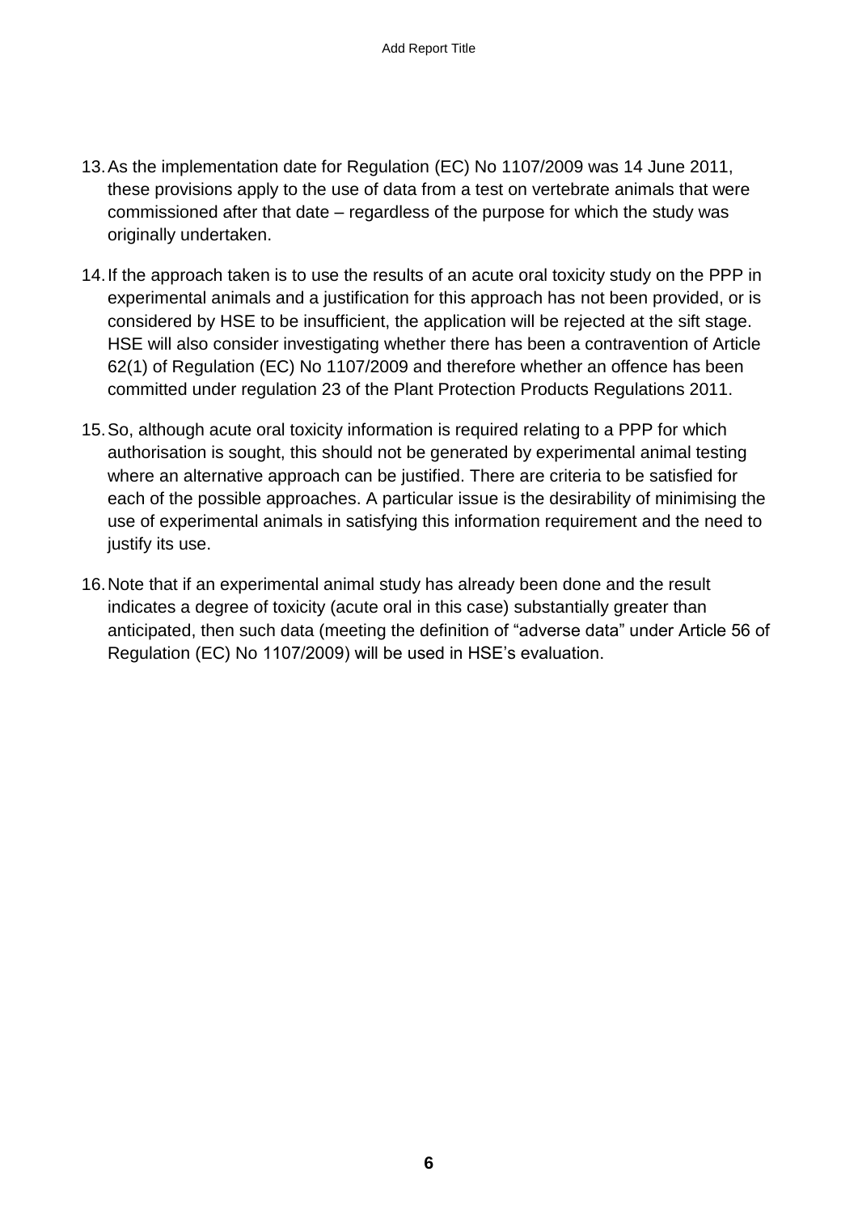13. As the implementation date for Regulation (EC) No 1107/2009 was 14 June 2011, these provisions apply to the use of data from a test on vertebrate animals that were commissioned after that date – regardless of the purpose for which the study was originally undertaken.

14. If the approach taken is to use the results of an acute oral toxicity study on the PPP in experimental animals and a justification for this approach has not been provided, or is considered by HSE to be insufficient, the application will be rejected at the sift stage. HSE will also consider investigating whether there has been a contravention of Article 62(1) of Regulation (EC) No 1107/2009 and therefore whether an offence has been committed under regulation 23 of the Plant Protection Products Regulations 2011.

15. So, although acute oral toxicity information is required relating to a PPP for which authorisation is sought, this should not be generated by experimental animal testing where an alternative approach can be justified. There are criteria to be satisfied for each of the possible approaches. A particular issue is the desirability of minimising the use of experimental animals in satisfying this information requirement and the need to justify its use.

16. Note that if an experimental animal study has already been done and the result indicates a degree of toxicity (acute oral in this case) substantially greater than anticipated, then such data (meeting the definition of "adverse data" under Article 56 of Regulation (EC) No 1107/2009) will be used in HSE's evaluation.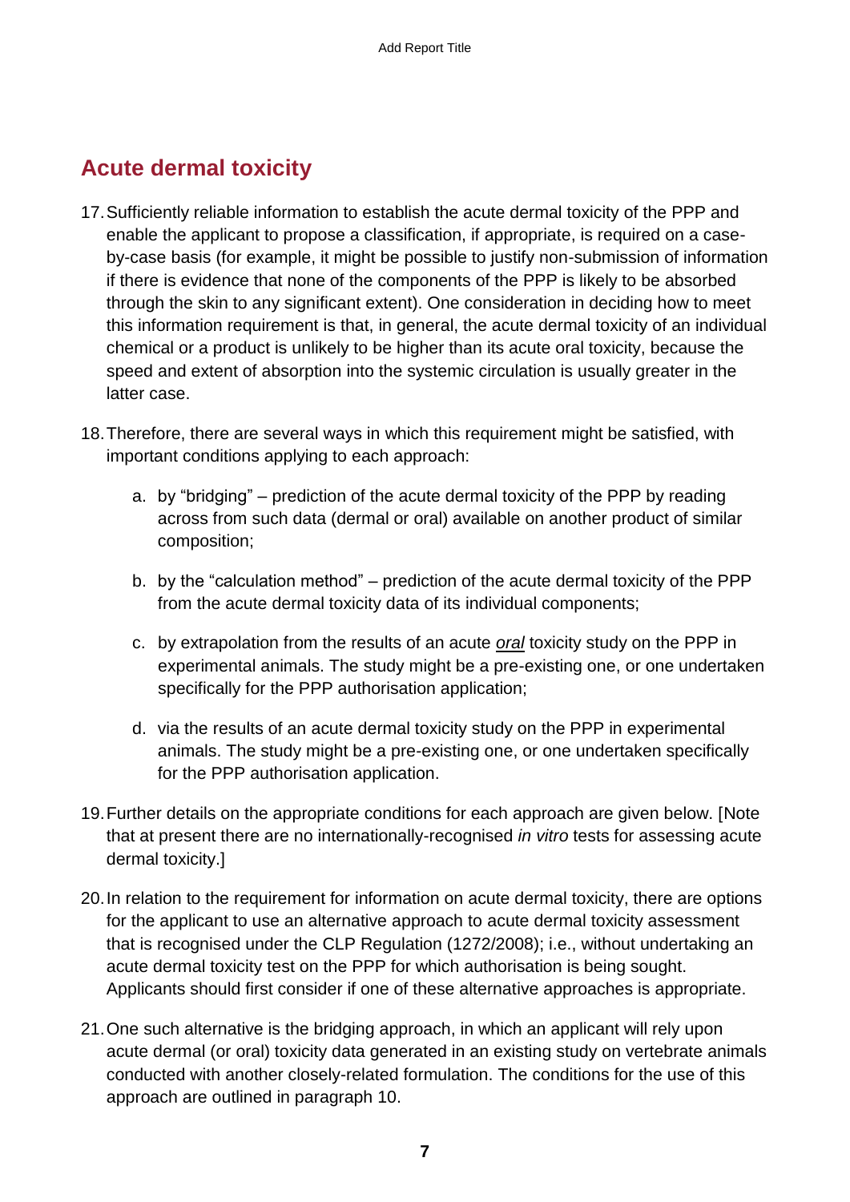## Acute dermal toxicity

17. Sufficiently reliable information to establish the acute dermal toxicity of the PPP and enable the applicant to propose a classification, if appropriate, is required on a case-by-case basis (for example, it might be possible to justify non-submission of information if there is evidence that none of the components of the PPP is likely to be absorbed through the skin to any significant extent). One consideration in deciding how to meet this information requirement is that, in general, the acute dermal toxicity of an individual chemical or a product is unlikely to be higher than its acute oral toxicity, because the speed and extent of absorption into the systemic circulation is usually greater in the latter case.

18. Therefore, there are several ways in which this requirement might be satisfied, with important conditions applying to each approach:

    a. by "bridging" – prediction of the acute dermal toxicity of the PPP by reading across from such data (dermal or oral) available on another product of similar composition;

    b. by the "calculation method" – prediction of the acute dermal toxicity of the PPP from the acute dermal toxicity data of its individual components;

    c. by extrapolation from the results of an acute *oral* toxicity study on the PPP in experimental animals. The study might be a pre-existing one, or one undertaken specifically for the PPP authorisation application;

    d. via the results of an acute dermal toxicity study on the PPP in experimental animals. The study might be a pre-existing one, or one undertaken specifically for the PPP authorisation application.

19. Further details on the appropriate conditions for each approach are given below. [Note that at present there are no internationally-recognised *in vitro* tests for assessing acute dermal toxicity.]

20. In relation to the requirement for information on acute dermal toxicity, there are options for the applicant to use an alternative approach to acute dermal toxicity assessment that is recognised under the CLP Regulation (1272/2008); i.e., without undertaking an acute dermal toxicity test on the PPP for which authorisation is being sought. Applicants should first consider if one of these alternative approaches is appropriate.

21. One such alternative is the bridging approach, in which an applicant will rely upon acute dermal (or oral) toxicity data generated in an existing study on vertebrate animals conducted with another closely-related formulation. The conditions for the use of this approach are outlined in paragraph 10.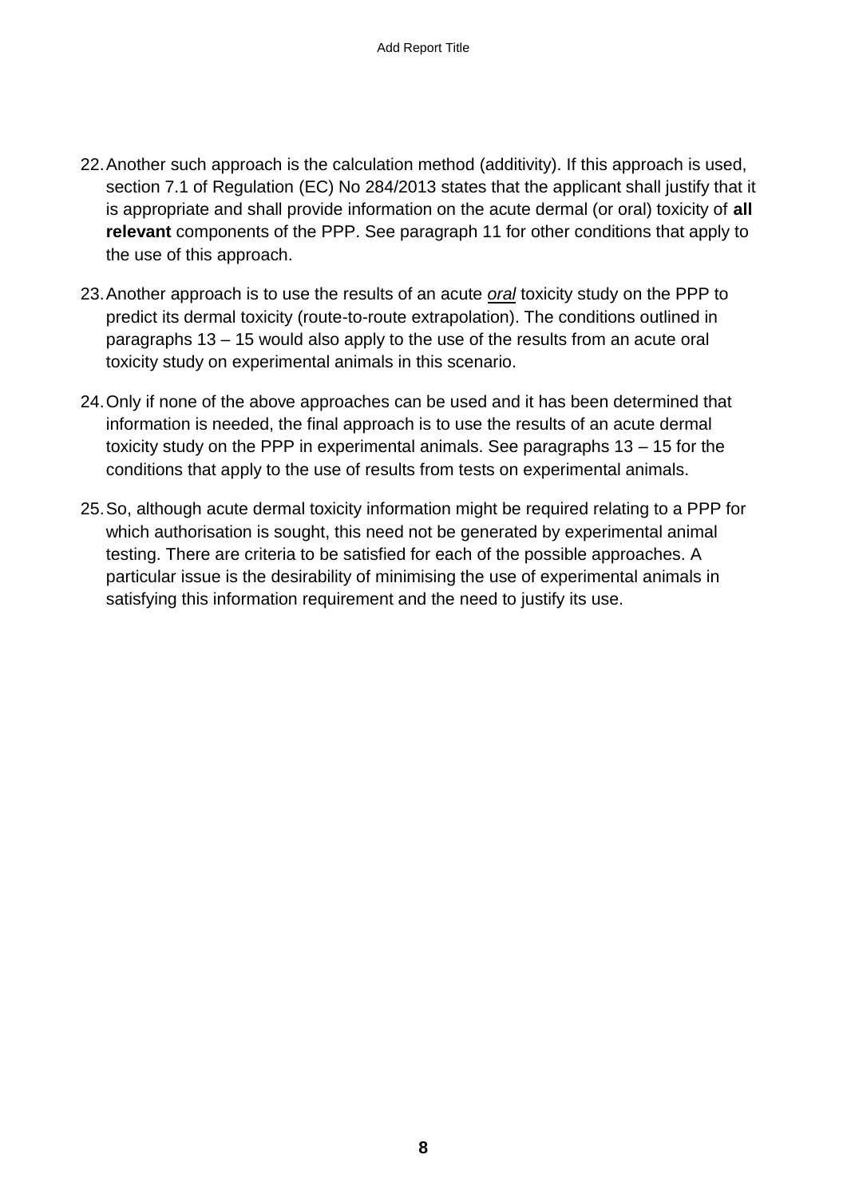22. Another such approach is the calculation method (additivity). If this approach is used, section 7.1 of Regulation (EC) No 284/2013 states that the applicant shall justify that it is appropriate and shall provide information on the acute dermal (or oral) toxicity of **all relevant** components of the PPP. See paragraph 11 for other conditions that apply to the use of this approach.

23. Another approach is to use the results of an acute *oral* toxicity study on the PPP to predict its dermal toxicity (route-to-route extrapolation). The conditions outlined in paragraphs 13 – 15 would also apply to the use of the results from an acute oral toxicity study on experimental animals in this scenario.

24. Only if none of the above approaches can be used and it has been determined that information is needed, the final approach is to use the results of an acute dermal toxicity study on the PPP in experimental animals. See paragraphs 13 – 15 for the conditions that apply to the use of results from tests on experimental animals.

25. So, although acute dermal toxicity information might be required relating to a PPP for which authorisation is sought, this need not be generated by experimental animal testing. There are criteria to be satisfied for each of the possible approaches. A particular issue is the desirability of minimising the use of experimental animals in satisfying this information requirement and the need to justify its use.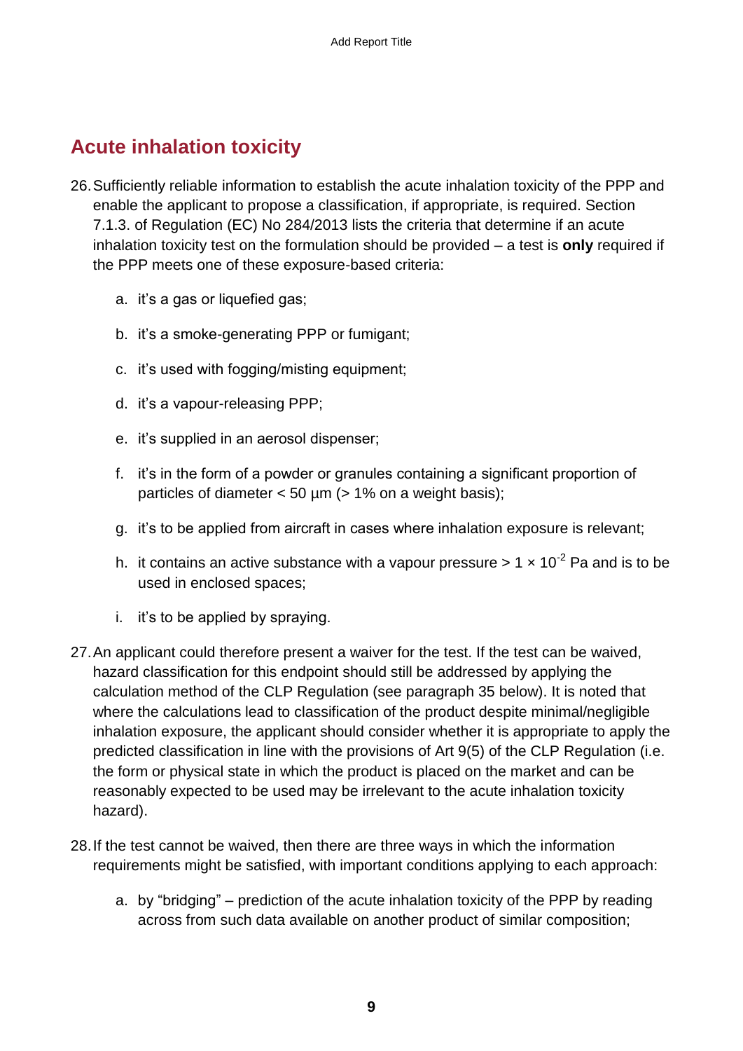## Acute inhalation toxicity

26. Sufficiently reliable information to establish the acute inhalation toxicity of the PPP and enable the applicant to propose a classification, if appropriate, is required. Section 7.1.3. of Regulation (EC) No 284/2013 lists the criteria that determine if an acute inhalation toxicity test on the formulation should be provided – a test is **only** required if the PPP meets one of these exposure-based criteria:

    a. it's a gas or liquefied gas;

    b. it's a smoke-generating PPP or fumigant;

    c. it's used with fogging/misting equipment;

    d. it's a vapour-releasing PPP;

    e. it's supplied in an aerosol dispenser;

    f. it's in the form of a powder or granules containing a significant proportion of particles of diameter < 50 µm (> 1% on a weight basis);

    g. it's to be applied from aircraft in cases where inhalation exposure is relevant;

    h. it contains an active substance with a vapour pressure > $1 \times 10^{-2}$ Pa and is to be used in enclosed spaces;

    i. it's to be applied by spraying.

27. An applicant could therefore present a waiver for the test. If the test can be waived, hazard classification for this endpoint should still be addressed by applying the calculation method of the CLP Regulation (see paragraph 35 below). It is noted that where the calculations lead to classification of the product despite minimal/negligible inhalation exposure, the applicant should consider whether it is appropriate to apply the predicted classification in line with the provisions of Art 9(5) of the CLP Regulation (i.e. the form or physical state in which the product is placed on the market and can be reasonably expected to be used may be irrelevant to the acute inhalation toxicity hazard).

28. If the test cannot be waived, then there are three ways in which the information requirements might be satisfied, with important conditions applying to each approach:

    a. by "bridging" – prediction of the acute inhalation toxicity of the PPP by reading across from such data available on another product of similar composition;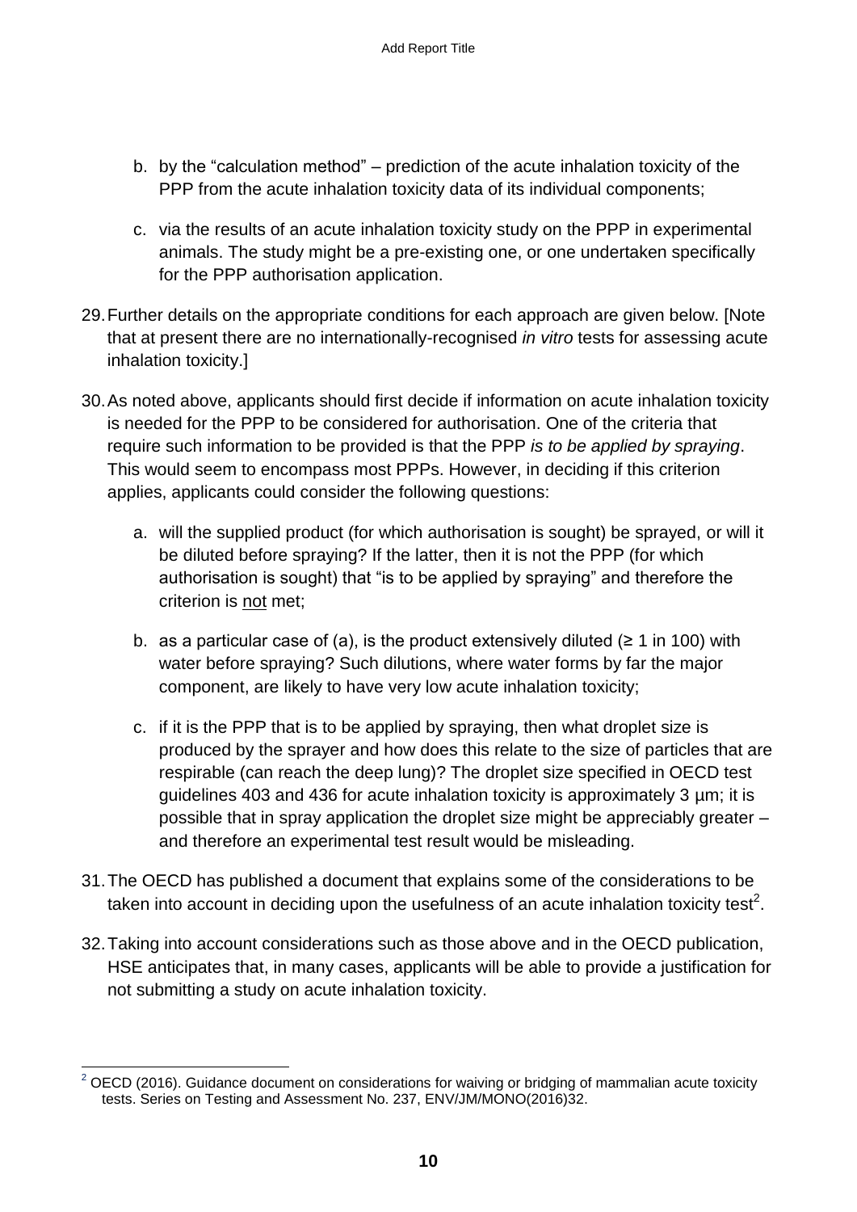b. by the "calculation method" – prediction of the acute inhalation toxicity of the PPP from the acute inhalation toxicity data of its individual components;

c. via the results of an acute inhalation toxicity study on the PPP in experimental animals. The study might be a pre-existing one, or one undertaken specifically for the PPP authorisation application.

29. Further details on the appropriate conditions for each approach are given below. [Note that at present there are no internationally-recognised *in vitro* tests for assessing acute inhalation toxicity.]

30. As noted above, applicants should first decide if information on acute inhalation toxicity is needed for the PPP to be considered for authorisation. One of the criteria that require such information to be provided is that the PPP *is to be applied by spraying*. This would seem to encompass most PPPs. However, in deciding if this criterion applies, applicants could consider the following questions:

    a. will the supplied product (for which authorisation is sought) be sprayed, or will it be diluted before spraying? If the latter, then it is not the PPP (for which authorisation is sought) that "is to be applied by spraying" and therefore the criterion is <u>not</u> met;

    b. as a particular case of (a), is the product extensively diluted (≥ 1 in 100) with water before spraying? Such dilutions, where water forms by far the major component, are likely to have very low acute inhalation toxicity;

    c. if it is the PPP that is to be applied by spraying, then what droplet size is produced by the sprayer and how does this relate to the size of particles that are respirable (can reach the deep lung)? The droplet size specified in OECD test guidelines 403 and 436 for acute inhalation toxicity is approximately 3 µm; it is possible that in spray application the droplet size might be appreciably greater – and therefore an experimental test result would be misleading.

31. The OECD has published a document that explains some of the considerations to be taken into account in deciding upon the usefulness of an acute inhalation toxicity test[2].

32. Taking into account considerations such as those above and in the OECD publication, HSE anticipates that, in many cases, applicants will be able to provide a justification for not submitting a study on acute inhalation toxicity.

---

[2] OECD (2016). Guidance document on considerations for waiving or bridging of mammalian acute toxicity tests. Series on Testing and Assessment No. 237, ENV/JM/MONO(2016)32.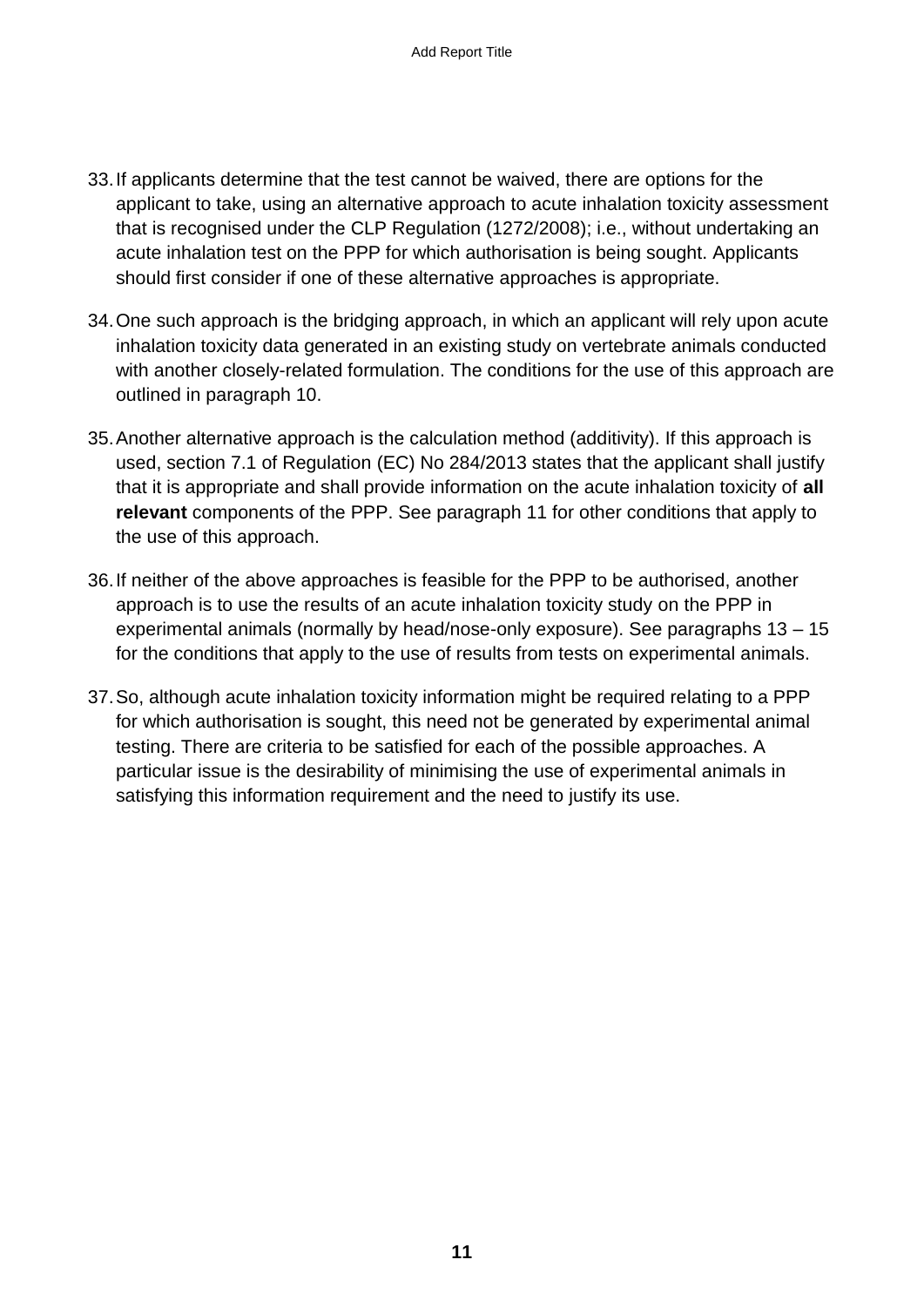33. If applicants determine that the test cannot be waived, there are options for the applicant to take, using an alternative approach to acute inhalation toxicity assessment that is recognised under the CLP Regulation (1272/2008); i.e., without undertaking an acute inhalation test on the PPP for which authorisation is being sought. Applicants should first consider if one of these alternative approaches is appropriate.

34. One such approach is the bridging approach, in which an applicant will rely upon acute inhalation toxicity data generated in an existing study on vertebrate animals conducted with another closely-related formulation. The conditions for the use of this approach are outlined in paragraph 10.

35. Another alternative approach is the calculation method (additivity). If this approach is used, section 7.1 of Regulation (EC) No 284/2013 states that the applicant shall justify that it is appropriate and shall provide information on the acute inhalation toxicity of **all relevant** components of the PPP. See paragraph 11 for other conditions that apply to the use of this approach.

36. If neither of the above approaches is feasible for the PPP to be authorised, another approach is to use the results of an acute inhalation toxicity study on the PPP in experimental animals (normally by head/nose-only exposure). See paragraphs 13 – 15 for the conditions that apply to the use of results from tests on experimental animals.

37. So, although acute inhalation toxicity information might be required relating to a PPP for which authorisation is sought, this need not be generated by experimental animal testing. There are criteria to be satisfied for each of the possible approaches. A particular issue is the desirability of minimising the use of experimental animals in satisfying this information requirement and the need to justify its use.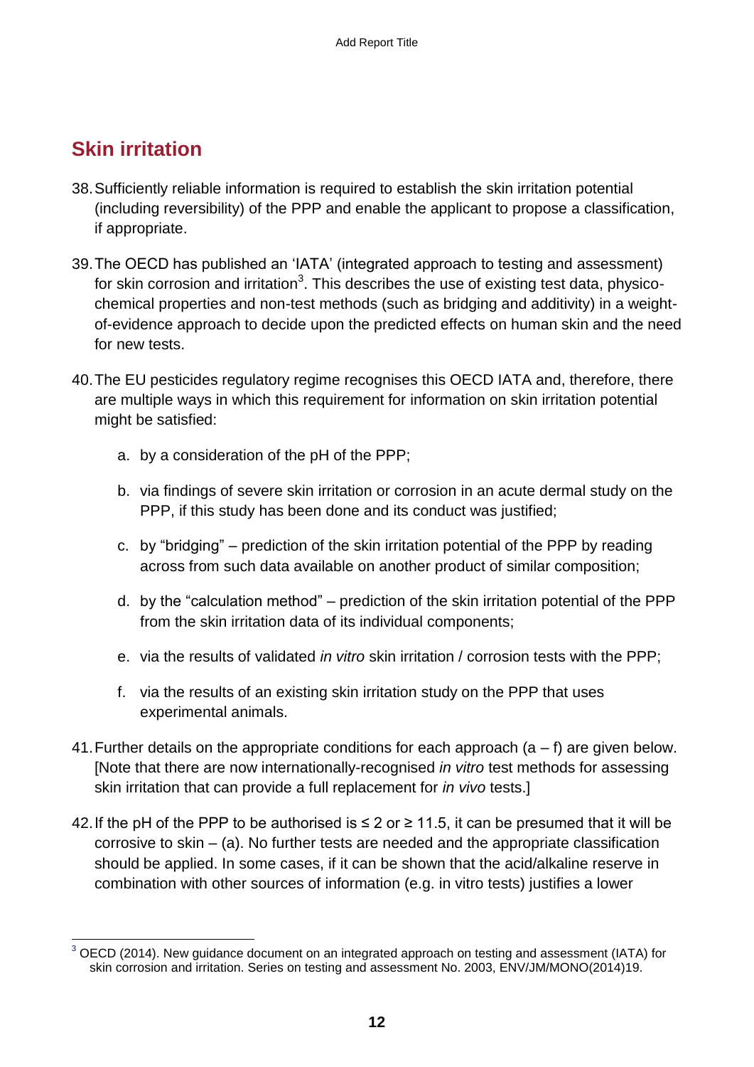## Skin irritation

38. Sufficiently reliable information is required to establish the skin irritation potential (including reversibility) of the PPP and enable the applicant to propose a classification, if appropriate.

39. The OECD has published an 'IATA' (integrated approach to testing and assessment) for skin corrosion and irritation[3]. This describes the use of existing test data, physico-chemical properties and non-test methods (such as bridging and additivity) in a weight-of-evidence approach to decide upon the predicted effects on human skin and the need for new tests.

40. The EU pesticides regulatory regime recognises this OECD IATA and, therefore, there are multiple ways in which this requirement for information on skin irritation potential might be satisfied:

    a. by a consideration of the pH of the PPP;

    b. via findings of severe skin irritation or corrosion in an acute dermal study on the PPP, if this study has been done and its conduct was justified;

    c. by "bridging" – prediction of the skin irritation potential of the PPP by reading across from such data available on another product of similar composition;

    d. by the "calculation method" – prediction of the skin irritation potential of the PPP from the skin irritation data of its individual components;

    e. via the results of validated *in vitro* skin irritation / corrosion tests with the PPP;

    f. via the results of an existing skin irritation study on the PPP that uses experimental animals.

41. Further details on the appropriate conditions for each approach (a – f) are given below. [Note that there are now internationally-recognised *in vitro* test methods for assessing skin irritation that can provide a full replacement for *in vivo* tests.]

42. If the pH of the PPP to be authorised is ≤ 2 or ≥ 11.5, it can be presumed that it will be corrosive to skin – (a). No further tests are needed and the appropriate classification should be applied. In some cases, if it can be shown that the acid/alkaline reserve in combination with other sources of information (e.g. in vitro tests) justifies a lower

---

[3] OECD (2014). New guidance document on an integrated approach on testing and assessment (IATA) for skin corrosion and irritation. Series on testing and assessment No. 2003, ENV/JM/MONO(2014)19.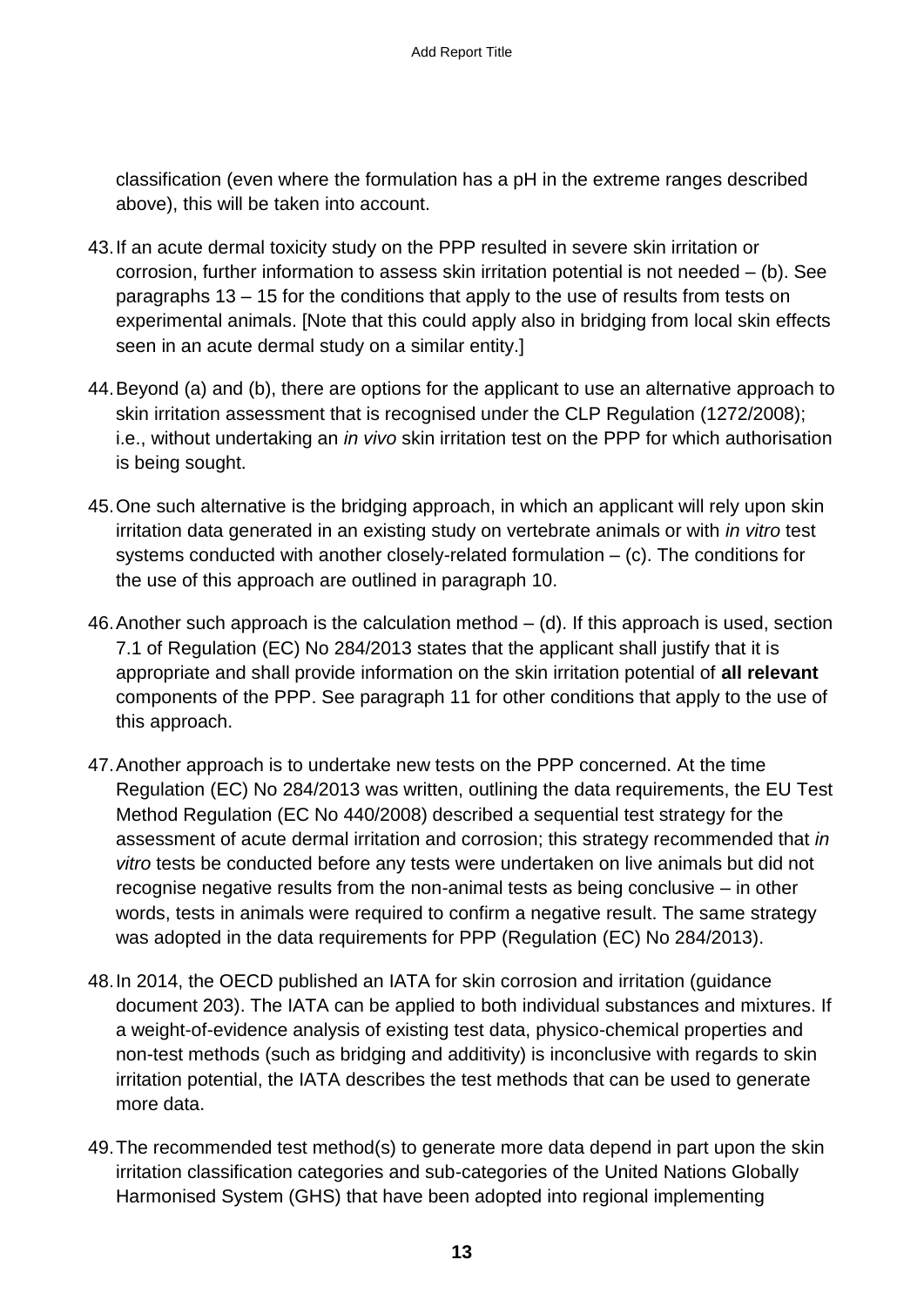classification (even where the formulation has a pH in the extreme ranges described above), this will be taken into account.

43. If an acute dermal toxicity study on the PPP resulted in severe skin irritation or corrosion, further information to assess skin irritation potential is not needed – (b). See paragraphs 13 – 15 for the conditions that apply to the use of results from tests on experimental animals. [Note that this could apply also in bridging from local skin effects seen in an acute dermal study on a similar entity.]

44. Beyond (a) and (b), there are options for the applicant to use an alternative approach to skin irritation assessment that is recognised under the CLP Regulation (1272/2008); i.e., without undertaking an *in vivo* skin irritation test on the PPP for which authorisation is being sought.

45. One such alternative is the bridging approach, in which an applicant will rely upon skin irritation data generated in an existing study on vertebrate animals or with *in vitro* test systems conducted with another closely-related formulation – (c). The conditions for the use of this approach are outlined in paragraph 10.

46. Another such approach is the calculation method – (d). If this approach is used, section 7.1 of Regulation (EC) No 284/2013 states that the applicant shall justify that it is appropriate and shall provide information on the skin irritation potential of **all relevant** components of the PPP. See paragraph 11 for other conditions that apply to the use of this approach.

47. Another approach is to undertake new tests on the PPP concerned. At the time Regulation (EC) No 284/2013 was written, outlining the data requirements, the EU Test Method Regulation (EC No 440/2008) described a sequential test strategy for the assessment of acute dermal irritation and corrosion; this strategy recommended that *in vitro* tests be conducted before any tests were undertaken on live animals but did not recognise negative results from the non-animal tests as being conclusive – in other words, tests in animals were required to confirm a negative result. The same strategy was adopted in the data requirements for PPP (Regulation (EC) No 284/2013).

48. In 2014, the OECD published an IATA for skin corrosion and irritation (guidance document 203). The IATA can be applied to both individual substances and mixtures. If a weight-of-evidence analysis of existing test data, physico-chemical properties and non-test methods (such as bridging and additivity) is inconclusive with regards to skin irritation potential, the IATA describes the test methods that can be used to generate more data.

49. The recommended test method(s) to generate more data depend in part upon the skin irritation classification categories and sub-categories of the United Nations Globally Harmonised System (GHS) that have been adopted into regional implementing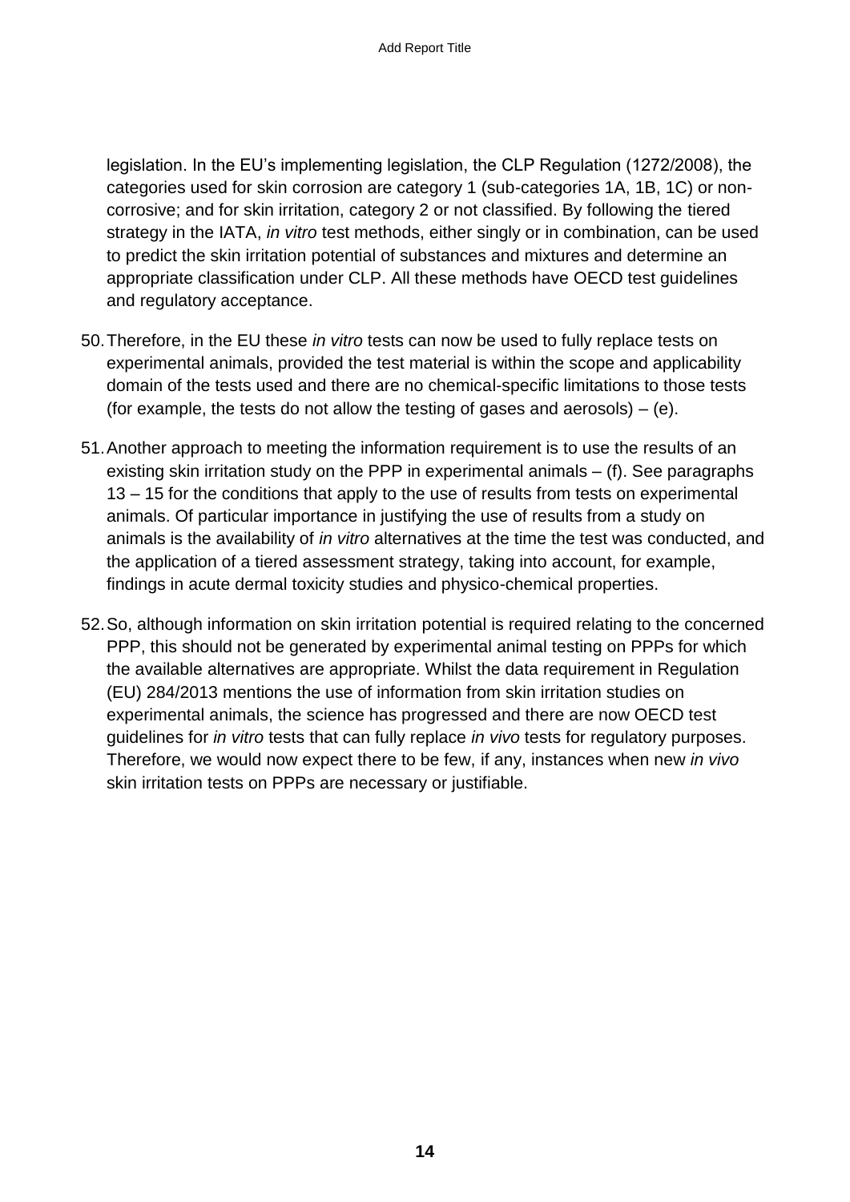legislation. In the EU's implementing legislation, the CLP Regulation (1272/2008), the categories used for skin corrosion are category 1 (sub-categories 1A, 1B, 1C) or non-corrosive; and for skin irritation, category 2 or not classified. By following the tiered strategy in the IATA, *in vitro* test methods, either singly or in combination, can be used to predict the skin irritation potential of substances and mixtures and determine an appropriate classification under CLP. All these methods have OECD test guidelines and regulatory acceptance.

50. Therefore, in the EU these *in vitro* tests can now be used to fully replace tests on experimental animals, provided the test material is within the scope and applicability domain of the tests used and there are no chemical-specific limitations to those tests (for example, the tests do not allow the testing of gases and aerosols) – (e).

51. Another approach to meeting the information requirement is to use the results of an existing skin irritation study on the PPP in experimental animals – (f). See paragraphs 13 – 15 for the conditions that apply to the use of results from tests on experimental animals. Of particular importance in justifying the use of results from a study on animals is the availability of *in vitro* alternatives at the time the test was conducted, and the application of a tiered assessment strategy, taking into account, for example, findings in acute dermal toxicity studies and physico-chemical properties.

52. So, although information on skin irritation potential is required relating to the concerned PPP, this should not be generated by experimental animal testing on PPPs for which the available alternatives are appropriate. Whilst the data requirement in Regulation (EU) 284/2013 mentions the use of information from skin irritation studies on experimental animals, the science has progressed and there are now OECD test guidelines for *in vitro* tests that can fully replace *in vivo* tests for regulatory purposes. Therefore, we would now expect there to be few, if any, instances when new *in vivo* skin irritation tests on PPPs are necessary or justifiable.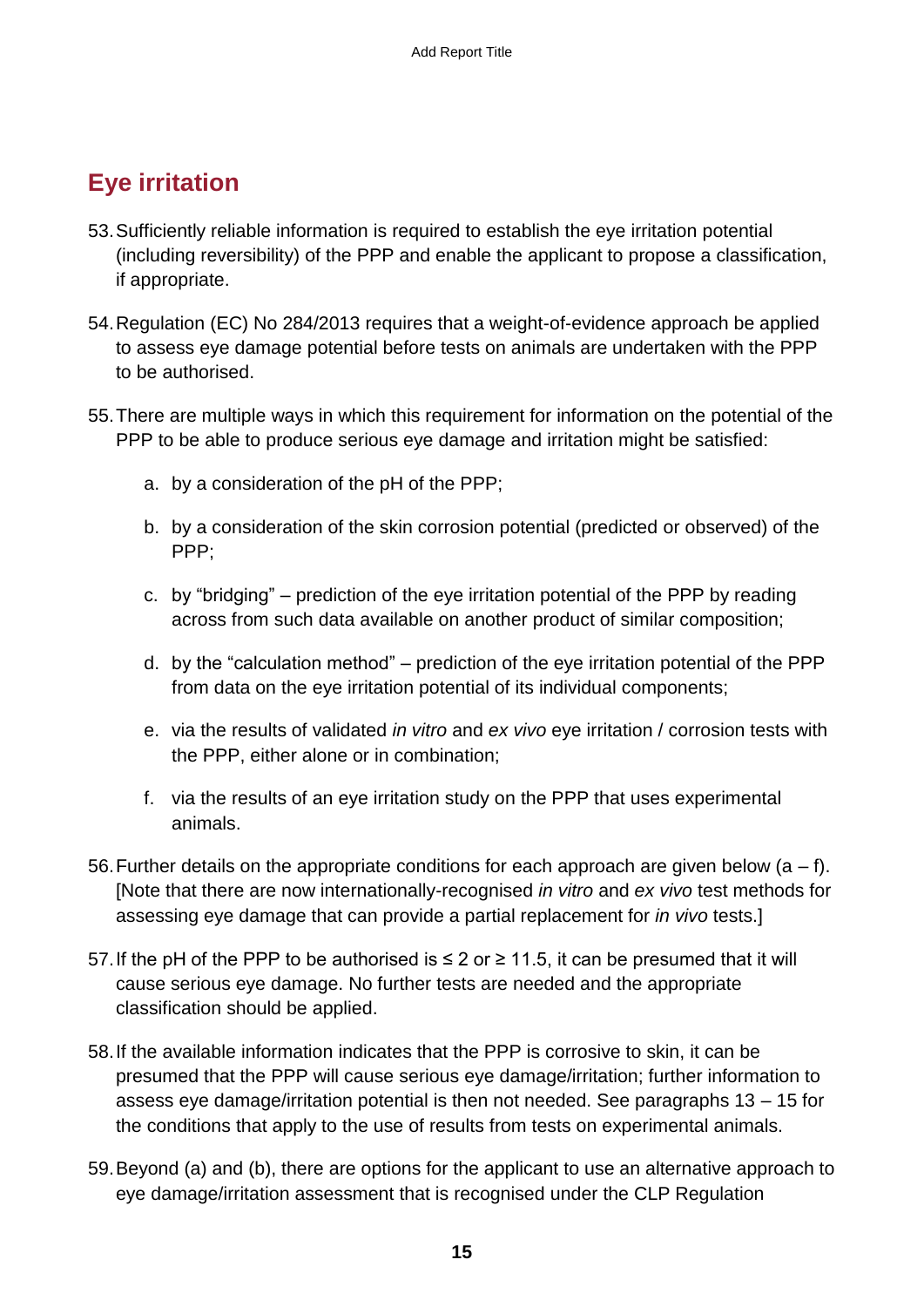## Eye irritation

53. Sufficiently reliable information is required to establish the eye irritation potential (including reversibility) of the PPP and enable the applicant to propose a classification, if appropriate.

54. Regulation (EC) No 284/2013 requires that a weight-of-evidence approach be applied to assess eye damage potential before tests on animals are undertaken with the PPP to be authorised.

55. There are multiple ways in which this requirement for information on the potential of the PPP to be able to produce serious eye damage and irritation might be satisfied:

    a. by a consideration of the pH of the PPP;

    b. by a consideration of the skin corrosion potential (predicted or observed) of the PPP;

    c. by "bridging" – prediction of the eye irritation potential of the PPP by reading across from such data available on another product of similar composition;

    d. by the "calculation method" – prediction of the eye irritation potential of the PPP from data on the eye irritation potential of its individual components;

    e. via the results of validated *in vitro* and *ex vivo* eye irritation / corrosion tests with the PPP, either alone or in combination;

    f. via the results of an eye irritation study on the PPP that uses experimental animals.

56. Further details on the appropriate conditions for each approach are given below (a – f). [Note that there are now internationally-recognised *in vitro* and *ex vivo* test methods for assessing eye damage that can provide a partial replacement for *in vivo* tests.]

57. If the pH of the PPP to be authorised is ≤ 2 or ≥ 11.5, it can be presumed that it will cause serious eye damage. No further tests are needed and the appropriate classification should be applied.

58. If the available information indicates that the PPP is corrosive to skin, it can be presumed that the PPP will cause serious eye damage/irritation; further information to assess eye damage/irritation potential is then not needed. See paragraphs 13 – 15 for the conditions that apply to the use of results from tests on experimental animals.

59. Beyond (a) and (b), there are options for the applicant to use an alternative approach to eye damage/irritation assessment that is recognised under the CLP Regulation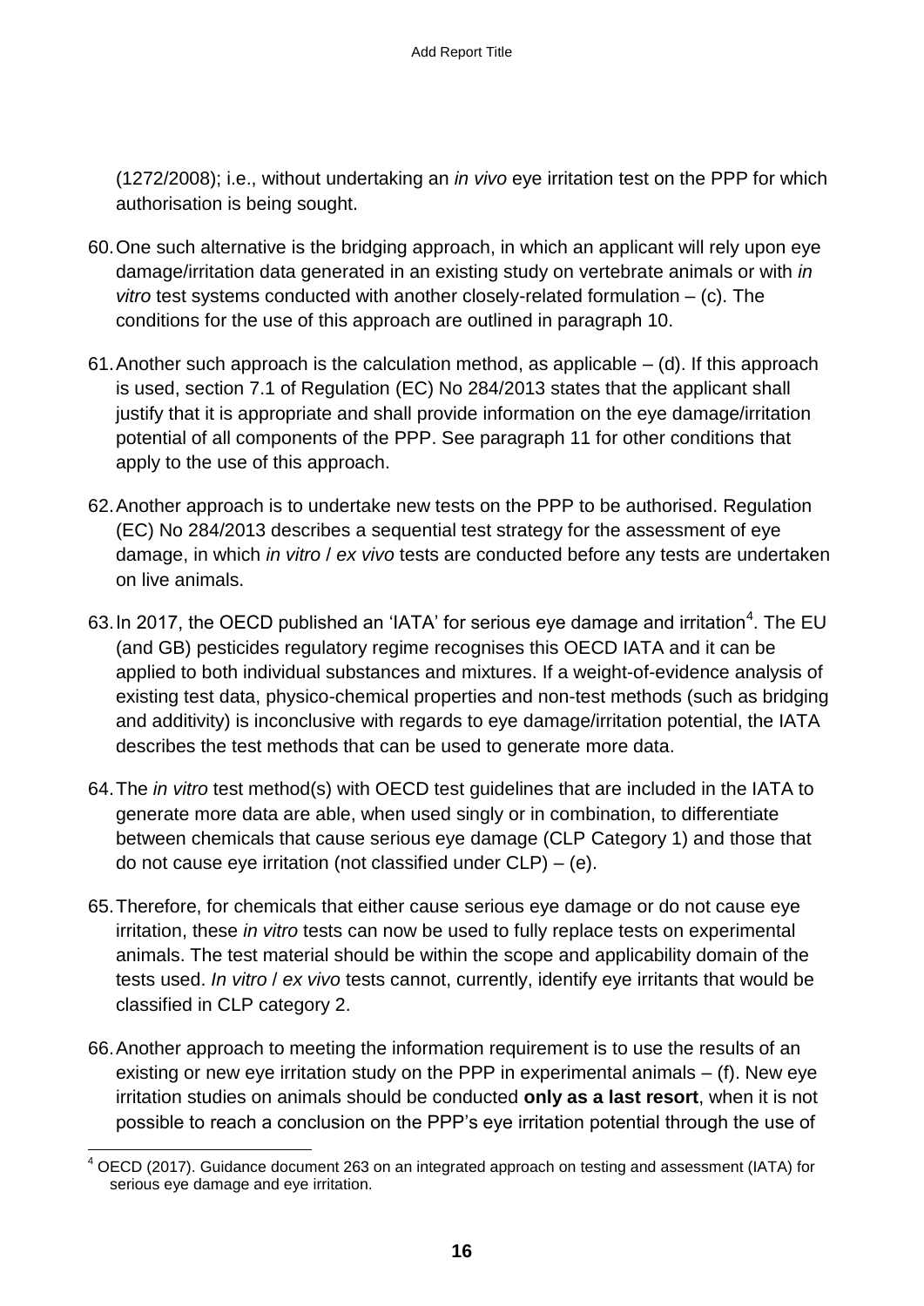(1272/2008); i.e., without undertaking an *in vivo* eye irritation test on the PPP for which authorisation is being sought.

60. One such alternative is the bridging approach, in which an applicant will rely upon eye damage/irritation data generated in an existing study on vertebrate animals or with *in vitro* test systems conducted with another closely-related formulation – (c). The conditions for the use of this approach are outlined in paragraph 10.

61. Another such approach is the calculation method, as applicable – (d). If this approach is used, section 7.1 of Regulation (EC) No 284/2013 states that the applicant shall justify that it is appropriate and shall provide information on the eye damage/irritation potential of all components of the PPP. See paragraph 11 for other conditions that apply to the use of this approach.

62. Another approach is to undertake new tests on the PPP to be authorised. Regulation (EC) No 284/2013 describes a sequential test strategy for the assessment of eye damage, in which *in vitro* / *ex vivo* tests are conducted before any tests are undertaken on live animals.

63. In 2017, the OECD published an 'IATA' for serious eye damage and irritation[4]. The EU (and GB) pesticides regulatory regime recognises this OECD IATA and it can be applied to both individual substances and mixtures. If a weight-of-evidence analysis of existing test data, physico-chemical properties and non-test methods (such as bridging and additivity) is inconclusive with regards to eye damage/irritation potential, the IATA describes the test methods that can be used to generate more data.

64. The *in vitro* test method(s) with OECD test guidelines that are included in the IATA to generate more data are able, when used singly or in combination, to differentiate between chemicals that cause serious eye damage (CLP Category 1) and those that do not cause eye irritation (not classified under CLP) – (e).

65. Therefore, for chemicals that either cause serious eye damage or do not cause eye irritation, these *in vitro* tests can now be used to fully replace tests on experimental animals. The test material should be within the scope and applicability domain of the tests used. *In vitro* / *ex vivo* tests cannot, currently, identify eye irritants that would be classified in CLP category 2.

66. Another approach to meeting the information requirement is to use the results of an existing or new eye irritation study on the PPP in experimental animals – (f). New eye irritation studies on animals should be conducted **only as a last resort**, when it is not possible to reach a conclusion on the PPP's eye irritation potential through the use of

[4] OECD (2017). Guidance document 263 on an integrated approach on testing and assessment (IATA) for serious eye damage and eye irritation.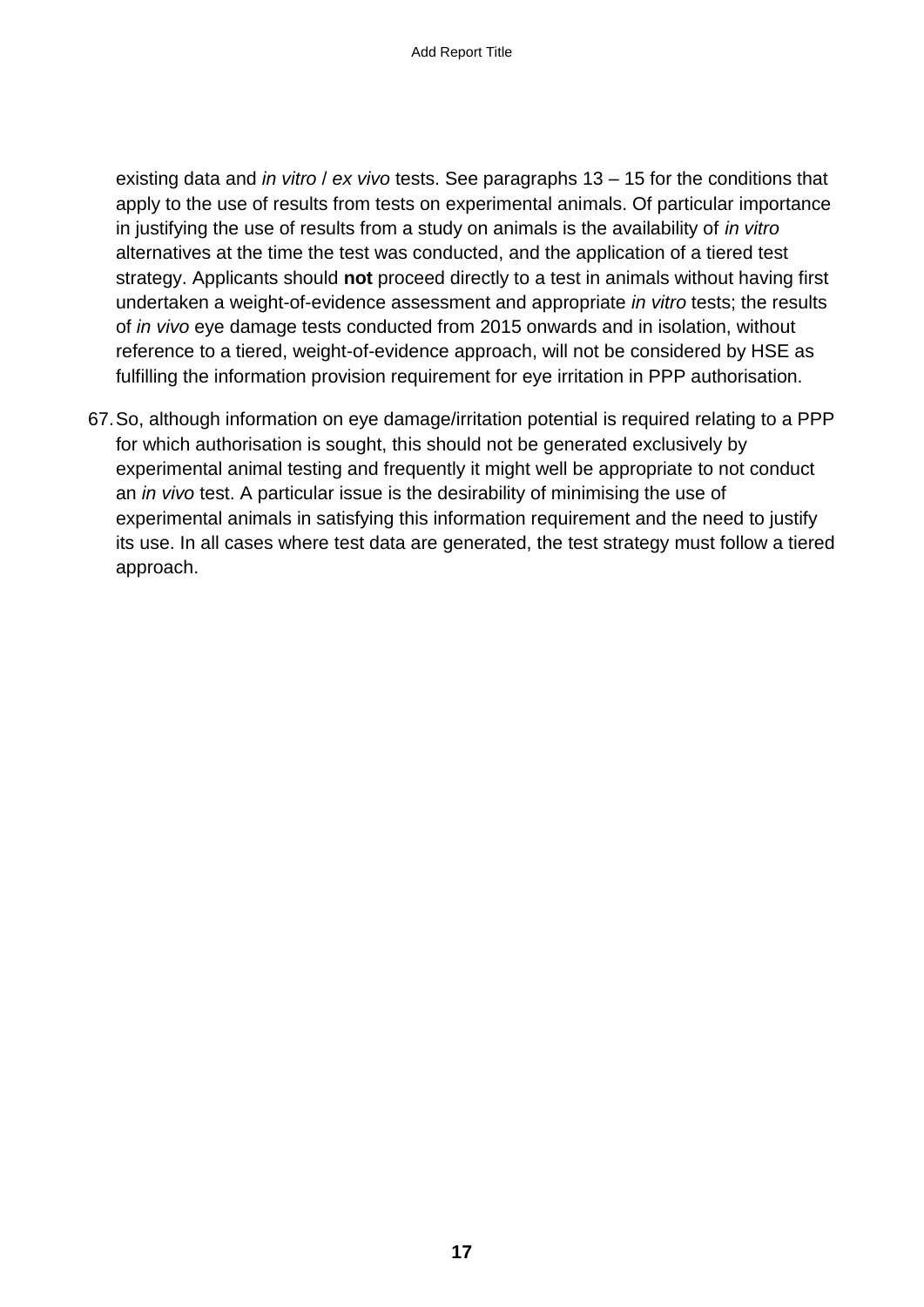existing data and *in vitro* / *ex vivo* tests. See paragraphs 13 – 15 for the conditions that apply to the use of results from tests on experimental animals. Of particular importance in justifying the use of results from a study on animals is the availability of *in vitro* alternatives at the time the test was conducted, and the application of a tiered test strategy. Applicants should **not** proceed directly to a test in animals without having first undertaken a weight-of-evidence assessment and appropriate *in vitro* tests; the results of *in vivo* eye damage tests conducted from 2015 onwards and in isolation, without reference to a tiered, weight-of-evidence approach, will not be considered by HSE as fulfilling the information provision requirement for eye irritation in PPP authorisation.

67. So, although information on eye damage/irritation potential is required relating to a PPP for which authorisation is sought, this should not be generated exclusively by experimental animal testing and frequently it might well be appropriate to not conduct an *in vivo* test. A particular issue is the desirability of minimising the use of experimental animals in satisfying this information requirement and the need to justify its use. In all cases where test data are generated, the test strategy must follow a tiered approach.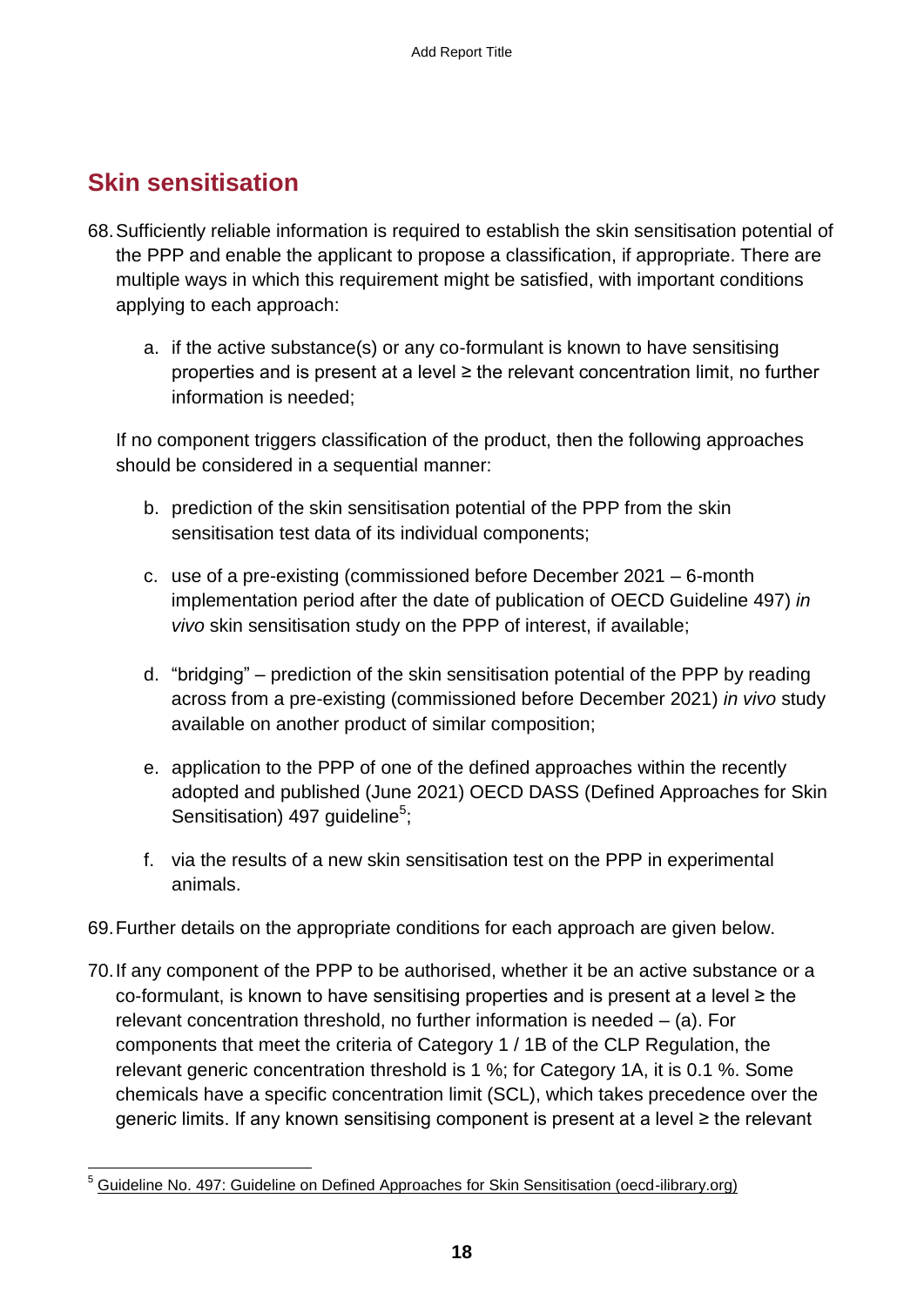## Skin sensitisation

68. Sufficiently reliable information is required to establish the skin sensitisation potential of the PPP and enable the applicant to propose a classification, if appropriate. There are multiple ways in which this requirement might be satisfied, with important conditions applying to each approach:

    a. if the active substance(s) or any co-formulant is known to have sensitising properties and is present at a level ≥ the relevant concentration limit, no further information is needed;

    If no component triggers classification of the product, then the following approaches should be considered in a sequential manner:

    b. prediction of the skin sensitisation potential of the PPP from the skin sensitisation test data of its individual components;

    c. use of a pre-existing (commissioned before December 2021 – 6-month implementation period after the date of publication of OECD Guideline 497) *in vivo* skin sensitisation study on the PPP of interest, if available;

    d. "bridging" – prediction of the skin sensitisation potential of the PPP by reading across from a pre-existing (commissioned before December 2021) *in vivo* study available on another product of similar composition;

    e. application to the PPP of one of the defined approaches within the recently adopted and published (June 2021) OECD DASS (Defined Approaches for Skin Sensitisation) 497 guideline[5];

    f. via the results of a new skin sensitisation test on the PPP in experimental animals.

69. Further details on the appropriate conditions for each approach are given below.

70. If any component of the PPP to be authorised, whether it be an active substance or a co-formulant, is known to have sensitising properties and is present at a level ≥ the relevant concentration threshold, no further information is needed – (a). For components that meet the criteria of Category 1 / 1B of the CLP Regulation, the relevant generic concentration threshold is 1 %; for Category 1A, it is 0.1 %. Some chemicals have a specific concentration limit (SCL), which takes precedence over the generic limits. If any known sensitising component is present at a level ≥ the relevant

---

[5] Guideline No. 497: Guideline on Defined Approaches for Skin Sensitisation (oecd-ilibrary.org)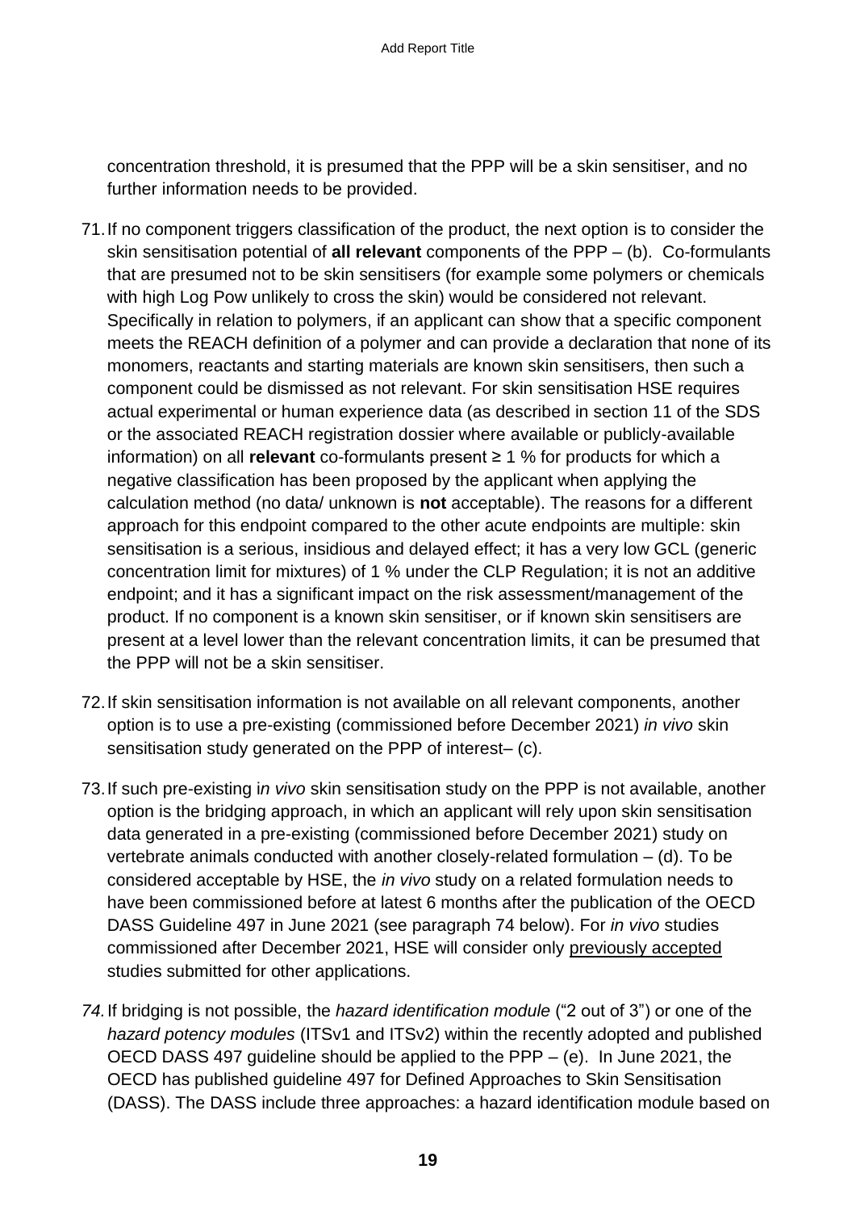concentration threshold, it is presumed that the PPP will be a skin sensitiser, and no further information needs to be provided.

71. If no component triggers classification of the product, the next option is to consider the skin sensitisation potential of **all relevant** components of the PPP – (b). Co-formulants that are presumed not to be skin sensitisers (for example some polymers or chemicals with high Log Pow unlikely to cross the skin) would be considered not relevant. Specifically in relation to polymers, if an applicant can show that a specific component meets the REACH definition of a polymer and can provide a declaration that none of its monomers, reactants and starting materials are known skin sensitisers, then such a component could be dismissed as not relevant. For skin sensitisation HSE requires actual experimental or human experience data (as described in section 11 of the SDS or the associated REACH registration dossier where available or publicly-available information) on all **relevant** co-formulants present ≥ 1 % for products for which a negative classification has been proposed by the applicant when applying the calculation method (no data/ unknown is **not** acceptable). The reasons for a different approach for this endpoint compared to the other acute endpoints are multiple: skin sensitisation is a serious, insidious and delayed effect; it has a very low GCL (generic concentration limit for mixtures) of 1 % under the CLP Regulation; it is not an additive endpoint; and it has a significant impact on the risk assessment/management of the product. If no component is a known skin sensitiser, or if known skin sensitisers are present at a level lower than the relevant concentration limits, it can be presumed that the PPP will not be a skin sensitiser.

72. If skin sensitisation information is not available on all relevant components, another option is to use a pre-existing (commissioned before December 2021) *in vivo* skin sensitisation study generated on the PPP of interest– (c).

73. If such pre-existing i*n vivo* skin sensitisation study on the PPP is not available, another option is the bridging approach, in which an applicant will rely upon skin sensitisation data generated in a pre-existing (commissioned before December 2021) study on vertebrate animals conducted with another closely-related formulation – (d). To be considered acceptable by HSE, the *in vivo* study on a related formulation needs to have been commissioned before at latest 6 months after the publication of the OECD DASS Guideline 497 in June 2021 (see paragraph 74 below). For *in vivo* studies commissioned after December 2021, HSE will consider only previously accepted studies submitted for other applications.

*74.* If bridging is not possible, the *hazard identification module* ("2 out of 3") or one of the *hazard potency modules* (ITSv1 and ITSv2) within the recently adopted and published OECD DASS 497 guideline should be applied to the PPP – (e). In June 2021, the OECD has published guideline 497 for Defined Approaches to Skin Sensitisation (DASS). The DASS include three approaches: a hazard identification module based on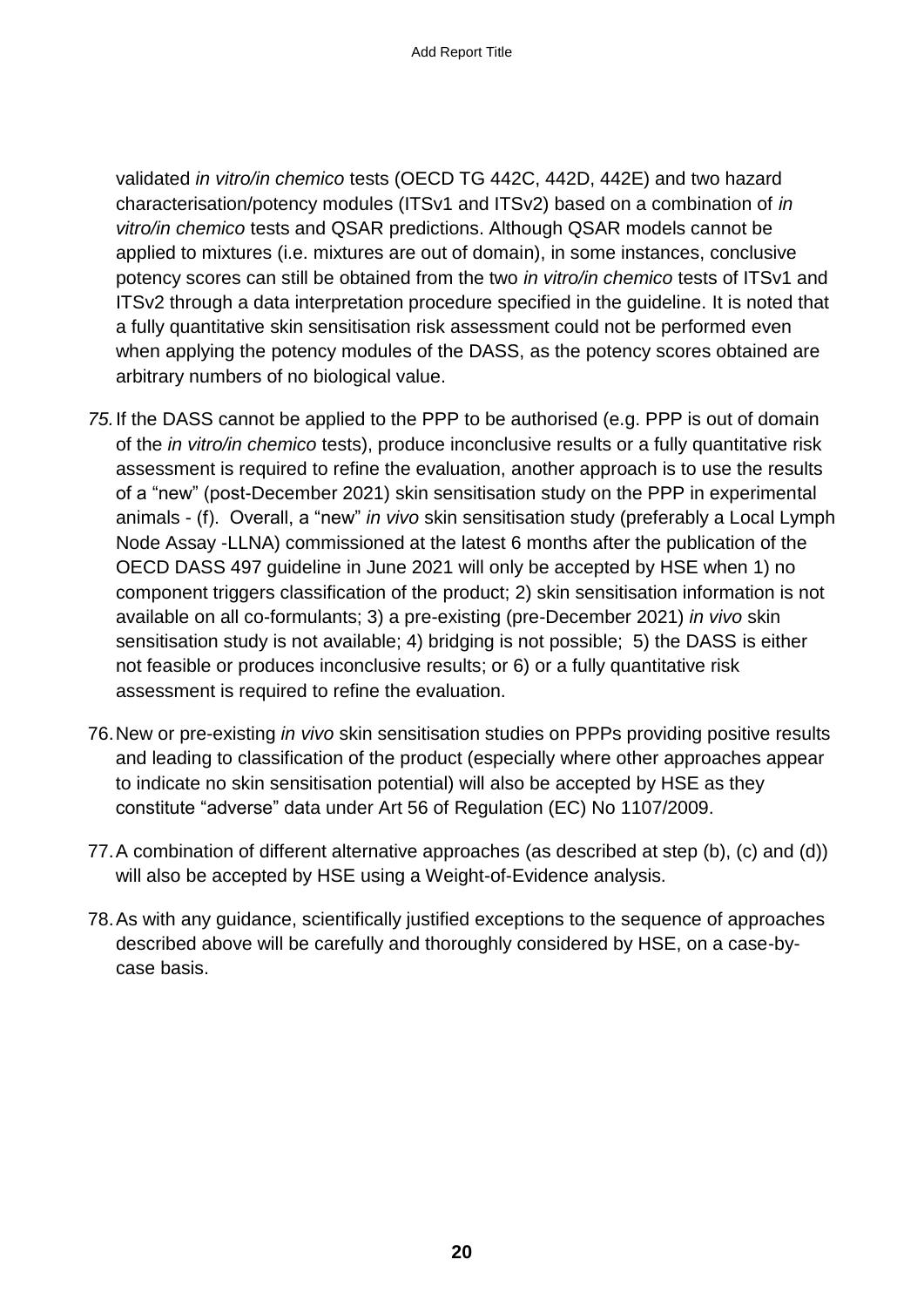validated *in vitro/in chemico* tests (OECD TG 442C, 442D, 442E) and two hazard characterisation/potency modules (ITSv1 and ITSv2) based on a combination of *in vitro/in chemico* tests and QSAR predictions. Although QSAR models cannot be applied to mixtures (i.e. mixtures are out of domain), in some instances, conclusive potency scores can still be obtained from the two *in vitro/in chemico* tests of ITSv1 and ITSv2 through a data interpretation procedure specified in the guideline. It is noted that a fully quantitative skin sensitisation risk assessment could not be performed even when applying the potency modules of the DASS, as the potency scores obtained are arbitrary numbers of no biological value.

75. If the DASS cannot be applied to the PPP to be authorised (e.g. PPP is out of domain of the *in vitro/in chemico* tests), produce inconclusive results or a fully quantitative risk assessment is required to refine the evaluation, another approach is to use the results of a "new" (post-December 2021) skin sensitisation study on the PPP in experimental animals - (f). Overall, a "new" *in vivo* skin sensitisation study (preferably a Local Lymph Node Assay -LLNA) commissioned at the latest 6 months after the publication of the OECD DASS 497 guideline in June 2021 will only be accepted by HSE when 1) no component triggers classification of the product; 2) skin sensitisation information is not available on all co-formulants; 3) a pre-existing (pre-December 2021) *in vivo* skin sensitisation study is not available; 4) bridging is not possible; 5) the DASS is either not feasible or produces inconclusive results; or 6) or a fully quantitative risk assessment is required to refine the evaluation.

76. New or pre-existing *in vivo* skin sensitisation studies on PPPs providing positive results and leading to classification of the product (especially where other approaches appear to indicate no skin sensitisation potential) will also be accepted by HSE as they constitute "adverse" data under Art 56 of Regulation (EC) No 1107/2009.

77. A combination of different alternative approaches (as described at step (b), (c) and (d)) will also be accepted by HSE using a Weight-of-Evidence analysis.

78. As with any guidance, scientifically justified exceptions to the sequence of approaches described above will be carefully and thoroughly considered by HSE, on a case-by-case basis.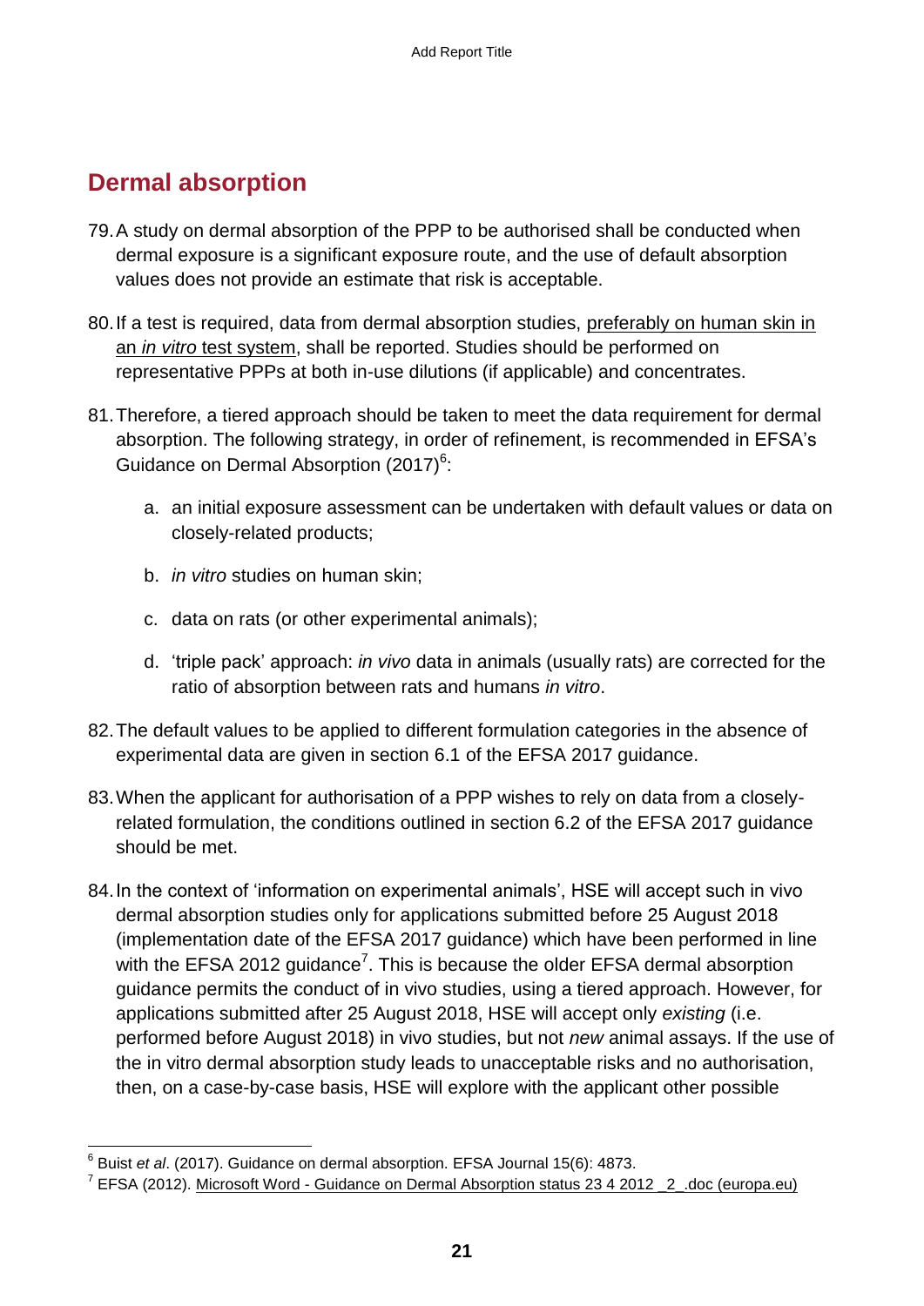## Dermal absorption

79. A study on dermal absorption of the PPP to be authorised shall be conducted when dermal exposure is a significant exposure route, and the use of default absorption values does not provide an estimate that risk is acceptable.

80. If a test is required, data from dermal absorption studies, preferably on human skin in an *in vitro* test system, shall be reported. Studies should be performed on representative PPPs at both in-use dilutions (if applicable) and concentrates.

81. Therefore, a tiered approach should be taken to meet the data requirement for dermal absorption. The following strategy, in order of refinement, is recommended in EFSA's Guidance on Dermal Absorption (2017)[6]:

    a. an initial exposure assessment can be undertaken with default values or data on closely-related products;

    b. *in vitro* studies on human skin;

    c. data on rats (or other experimental animals);

    d. 'triple pack' approach: *in vivo* data in animals (usually rats) are corrected for the ratio of absorption between rats and humans *in vitro*.

82. The default values to be applied to different formulation categories in the absence of experimental data are given in section 6.1 of the EFSA 2017 guidance.

83. When the applicant for authorisation of a PPP wishes to rely on data from a closely-related formulation, the conditions outlined in section 6.2 of the EFSA 2017 guidance should be met.

84. In the context of 'information on experimental animals', HSE will accept such in vivo dermal absorption studies only for applications submitted before 25 August 2018 (implementation date of the EFSA 2017 guidance) which have been performed in line with the EFSA 2012 guidance[7]. This is because the older EFSA dermal absorption guidance permits the conduct of in vivo studies, using a tiered approach. However, for applications submitted after 25 August 2018, HSE will accept only *existing* (i.e. performed before August 2018) in vivo studies, but not *new* animal assays. If the use of the in vitro dermal absorption study leads to unacceptable risks and no authorisation, then, on a case-by-case basis, HSE will explore with the applicant other possible

---

[6] Buist *et al*. (2017). Guidance on dermal absorption. EFSA Journal 15(6): 4873.

[7] EFSA (2012). Microsoft Word - Guidance on Dermal Absorption status 23 4 2012 _2_.doc (europa.eu)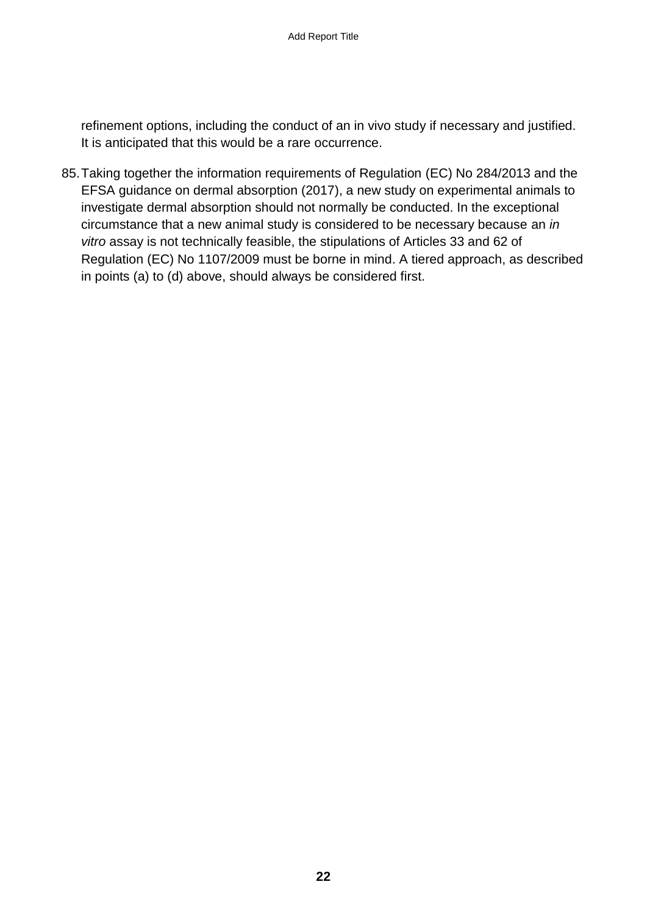refinement options, including the conduct of an in vivo study if necessary and justified. It is anticipated that this would be a rare occurrence.

85. Taking together the information requirements of Regulation (EC) No 284/2013 and the EFSA guidance on dermal absorption (2017), a new study on experimental animals to investigate dermal absorption should not normally be conducted. In the exceptional circumstance that a new animal study is considered to be necessary because an *in vitro* assay is not technically feasible, the stipulations of Articles 33 and 62 of Regulation (EC) No 1107/2009 must be borne in mind. A tiered approach, as described in points (a) to (d) above, should always be considered first.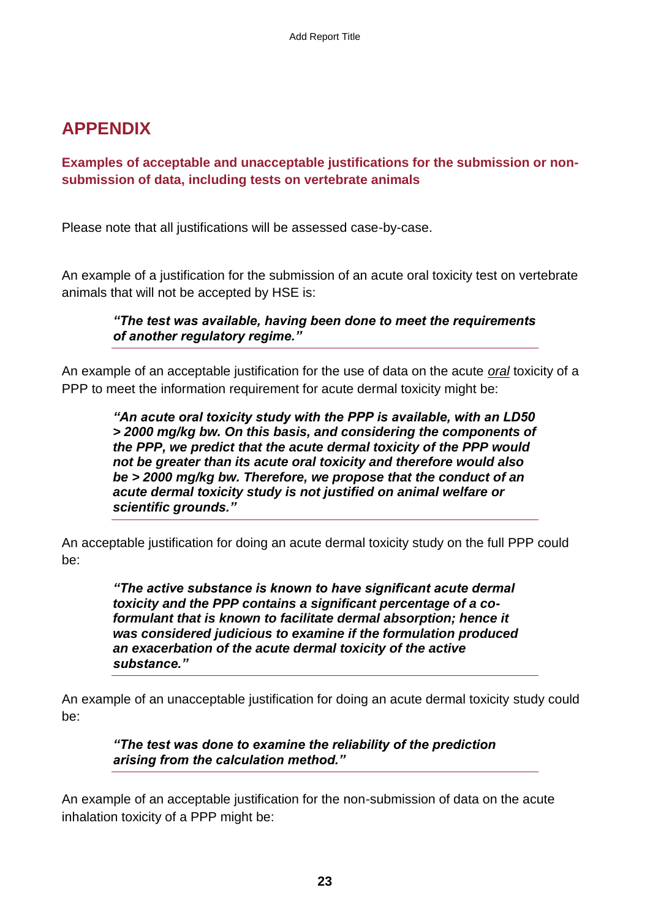# APPENDIX

## Examples of acceptable and unacceptable justifications for the submission or non-submission of data, including tests on vertebrate animals

Please note that all justifications will be assessed case-by-case.

An example of a justification for the submission of an acute oral toxicity test on vertebrate animals that will not be accepted by HSE is:

> ***"The test was available, having been done to meet the requirements of another regulatory regime."***

An example of an acceptable justification for the use of data on the acute *oral* toxicity of a PPP to meet the information requirement for acute dermal toxicity might be:

> ***"An acute oral toxicity study with the PPP is available, with an LD50 > 2000 mg/kg bw. On this basis, and considering the components of the PPP, we predict that the acute dermal toxicity of the PPP would not be greater than its acute oral toxicity and therefore would also be > 2000 mg/kg bw. Therefore, we propose that the conduct of an acute dermal toxicity study is not justified on animal welfare or scientific grounds."***

An acceptable justification for doing an acute dermal toxicity study on the full PPP could be:

> ***"The active substance is known to have significant acute dermal toxicity and the PPP contains a significant percentage of a co-formulant that is known to facilitate dermal absorption; hence it was considered judicious to examine if the formulation produced an exacerbation of the acute dermal toxicity of the active substance."***

An example of an unacceptable justification for doing an acute dermal toxicity study could be:

> ***"The test was done to examine the reliability of the prediction arising from the calculation method."***

An example of an acceptable justification for the non-submission of data on the acute inhalation toxicity of a PPP might be: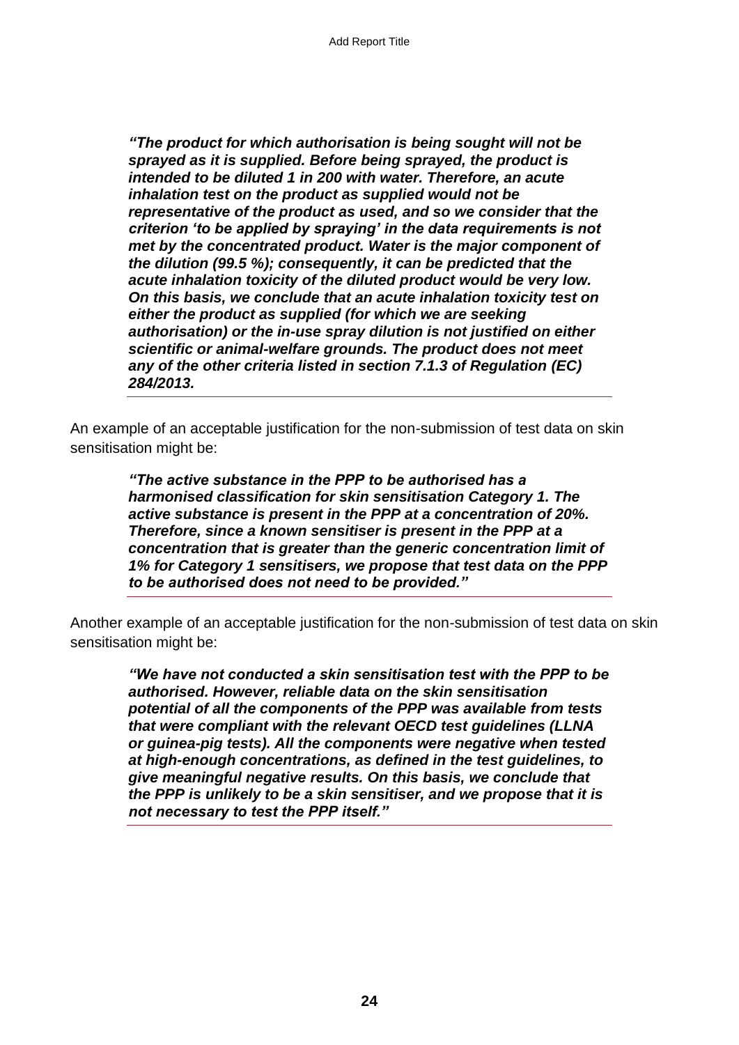> ***"The product for which authorisation is being sought will not be sprayed as it is supplied. Before being sprayed, the product is intended to be diluted 1 in 200 with water. Therefore, an acute inhalation test on the product as supplied would not be representative of the product as used, and so we consider that the criterion 'to be applied by spraying' in the data requirements is not met by the concentrated product. Water is the major component of the dilution (99.5 %); consequently, it can be predicted that the acute inhalation toxicity of the diluted product would be very low. On this basis, we conclude that an acute inhalation toxicity test on either the product as supplied (for which we are seeking authorisation) or the in-use spray dilution is not justified on either scientific or animal-welfare grounds. The product does not meet any of the other criteria listed in section 7.1.3 of Regulation (EC) 284/2013.***

An example of an acceptable justification for the non-submission of test data on skin sensitisation might be:

> ***"The active substance in the PPP to be authorised has a harmonised classification for skin sensitisation Category 1. The active substance is present in the PPP at a concentration of 20%. Therefore, since a known sensitiser is present in the PPP at a concentration that is greater than the generic concentration limit of 1% for Category 1 sensitisers, we propose that test data on the PPP to be authorised does not need to be provided."***

Another example of an acceptable justification for the non-submission of test data on skin sensitisation might be:

> ***"We have not conducted a skin sensitisation test with the PPP to be authorised. However, reliable data on the skin sensitisation potential of all the components of the PPP was available from tests that were compliant with the relevant OECD test guidelines (LLNA or guinea-pig tests). All the components were negative when tested at high-enough concentrations, as defined in the test guidelines, to give meaningful negative results. On this basis, we conclude that the PPP is unlikely to be a skin sensitiser, and we propose that it is not necessary to test the PPP itself."***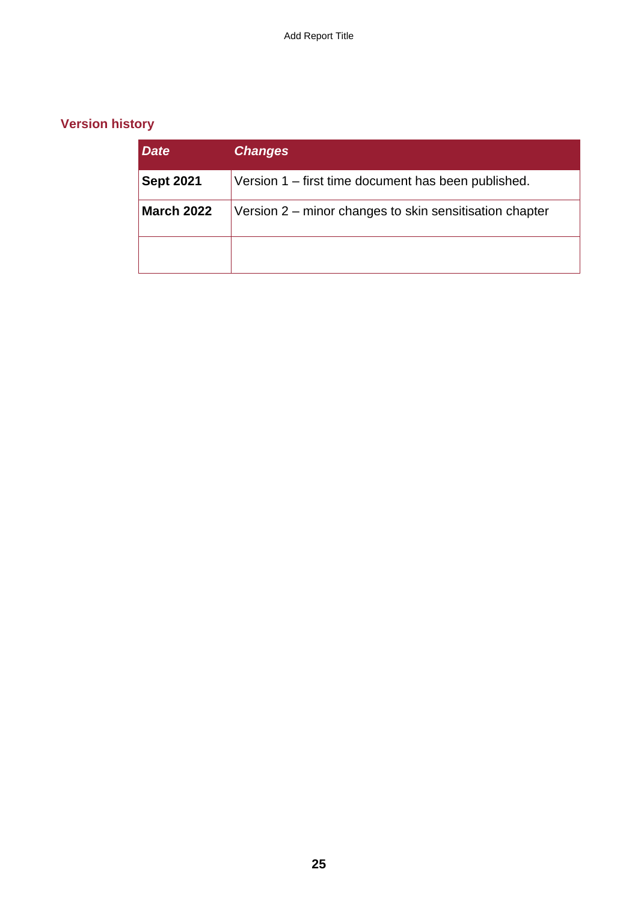## Version history

| *Date* | *Changes* |
| --- | --- |
| **Sept 2021** | Version 1 – first time document has been published. |
| **March 2022** | Version 2 – minor changes to skin sensitisation chapter |
| | |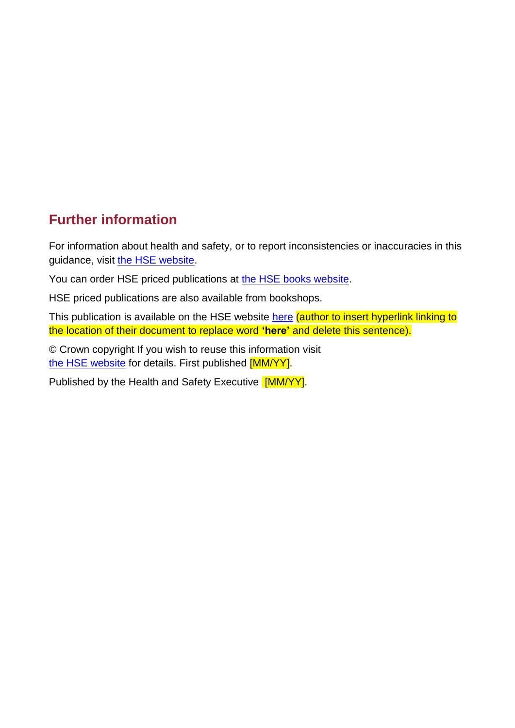## Further information

For information about health and safety, or to report inconsistencies or inaccuracies in this guidance, visit the HSE website.

You can order HSE priced publications at the HSE books website.

HSE priced publications are also available from bookshops.

This publication is available on the HSE website here (author to insert hyperlink linking to the location of their document to replace word **'here'** and delete this sentence).

© Crown copyright If you wish to reuse this information visit the HSE website for details. First published [MM/YY].

Published by the Health and Safety Executive [MM/YY].